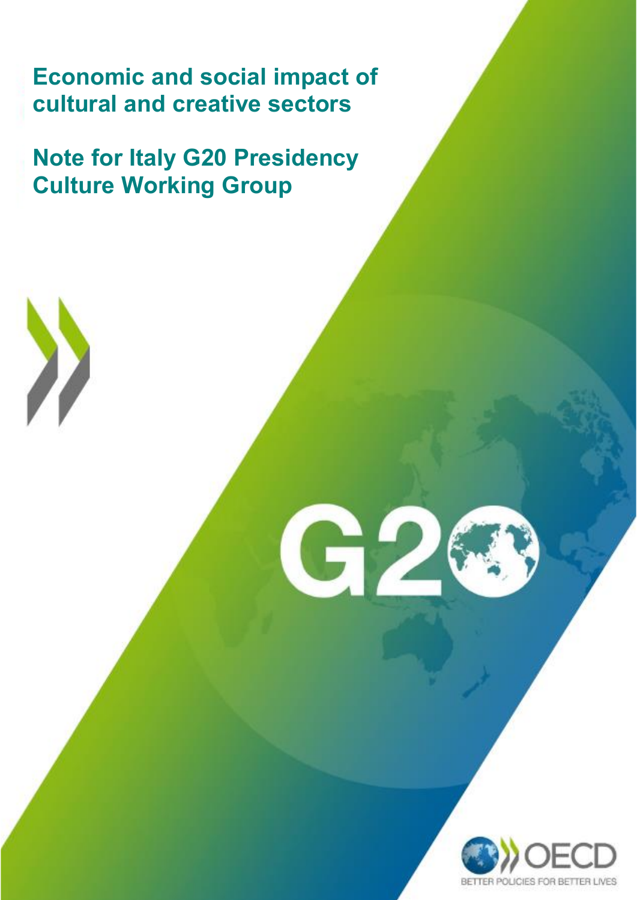# Economic and social impact of cultural and creative sectors

# Note for Italy G20 Presidency Culture Working Group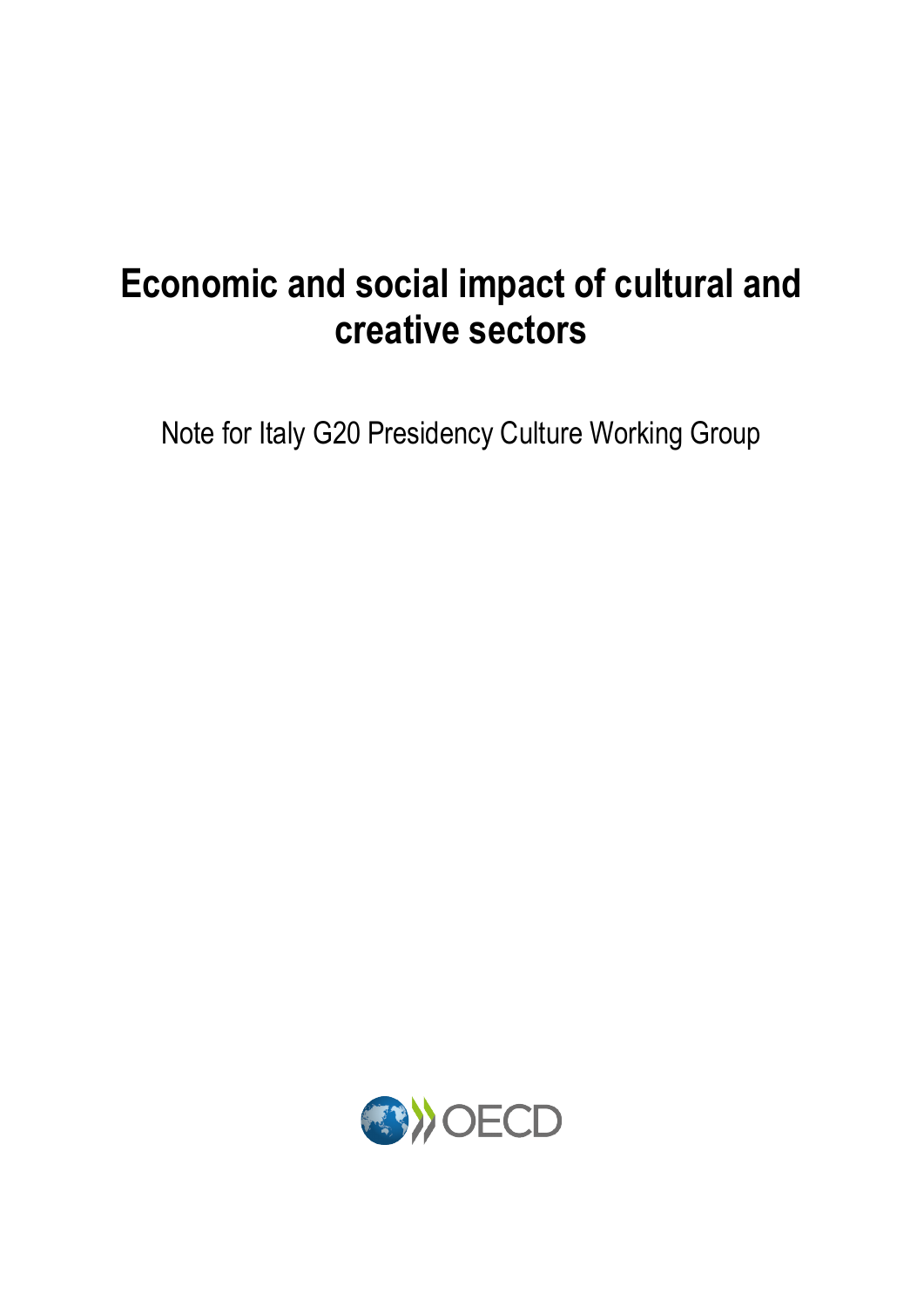# Economic and social impact of cultural and creative sectors

Note for Italy G20 Presidency Culture Working Group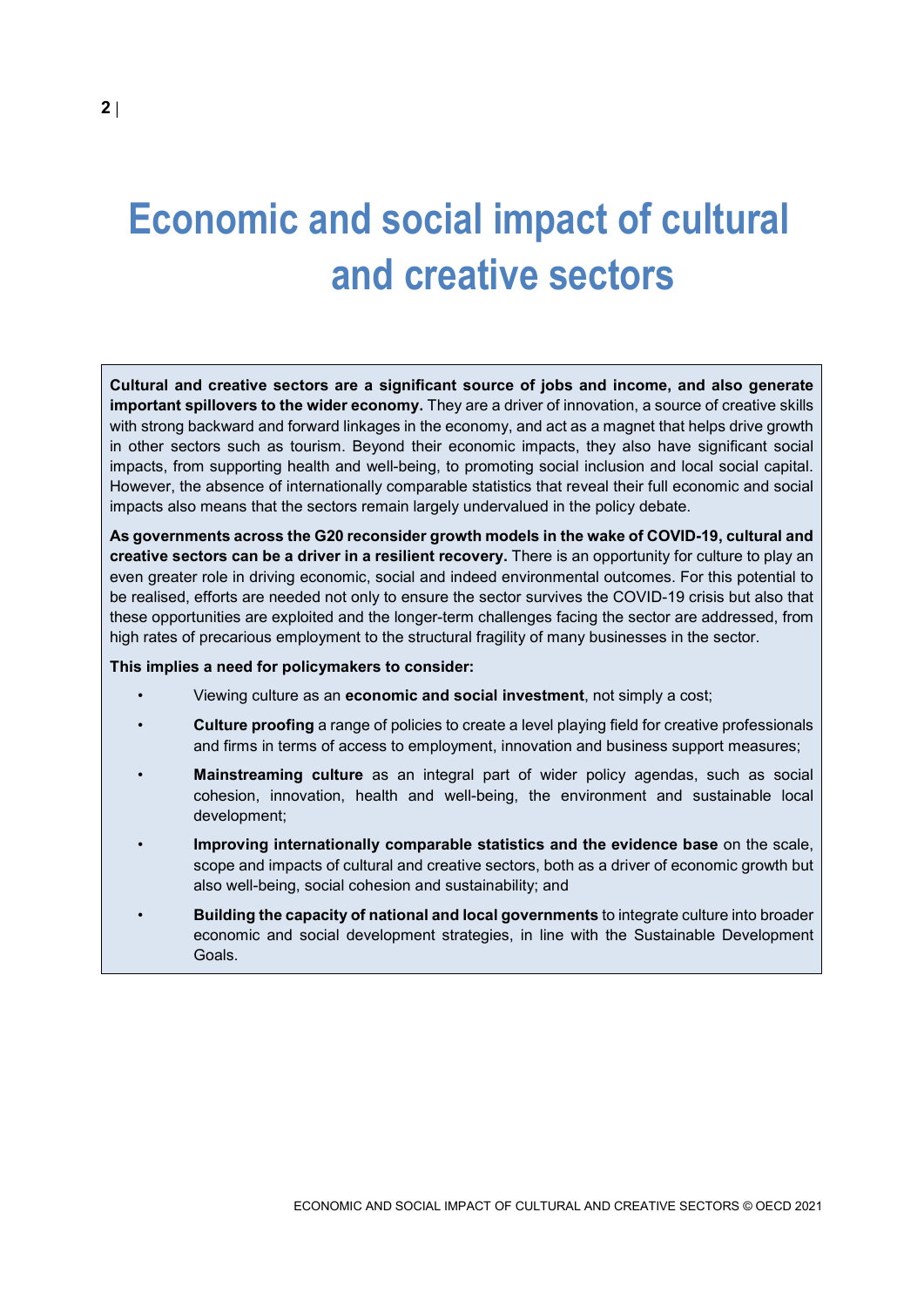# Economic and social impact of cultural and creative sectors

**Cultural and creative sectors are a significant source of jobs and income, and also generate important spillovers to the wider economy.** They are a driver of innovation, a source of creative skills with strong backward and forward linkages in the economy, and act as a magnet that helps drive growth in other sectors such as tourism. Beyond their economic impacts, they also have significant social impacts, from supporting health and well-being, to promoting social inclusion and local social capital. However, the absence of internationally comparable statistics that reveal their full economic and social impacts also means that the sectors remain largely undervalued in the policy debate.

**As governments across the G20 reconsider growth models in the wake of COVID-19, cultural and creative sectors can be a driver in a resilient recovery.** There is an opportunity for culture to play an even greater role in driving economic, social and indeed environmental outcomes. For this potential to be realised, efforts are needed not only to ensure the sector survives the COVID-19 crisis but also that these opportunities are exploited and the longer-term challenges facing the sector are addressed, from high rates of precarious employment to the structural fragility of many businesses in the sector.

**This implies a need for policymakers to consider:**

- Viewing culture as an **economic and social investment**, not simply a cost;
- **Culture proofing** a range of policies to create a level playing field for creative professionals and firms in terms of access to employment, innovation and business support measures;
- **Mainstreaming culture** as an integral part of wider policy agendas, such as social cohesion, innovation, health and well-being, the environment and sustainable local development;
- **Improving internationally comparable statistics and the evidence base** on the scale, scope and impacts of cultural and creative sectors, both as a driver of economic growth but also well-being, social cohesion and sustainability; and
- **Building the capacity of national and local governments** to integrate culture into broader economic and social development strategies, in line with the Sustainable Development Goals.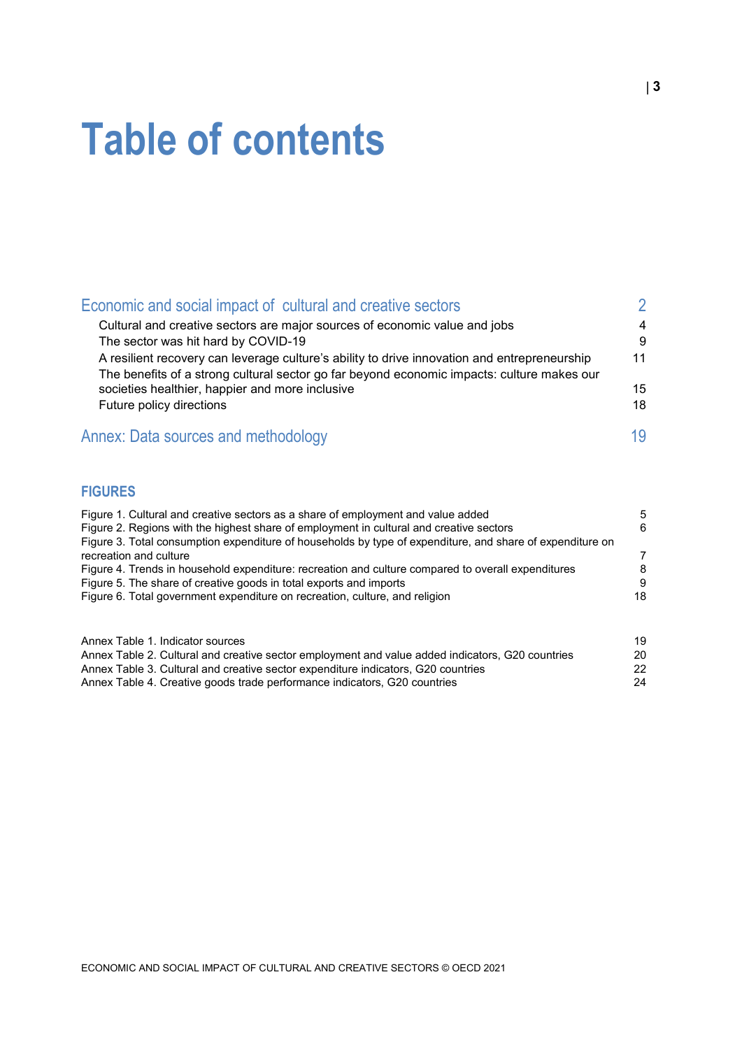# Table of contents

[Economic and social impact of cultural and creative sectors](#) 2

- Cultural and creative sectors are major sources of economic value and jobs 4
- The sector was hit hard by COVID-19 9
- A resilient recovery can leverage culture's ability to drive innovation and entrepreneurship 11
- The benefits of a strong cultural sector go far beyond economic impacts: culture makes our societies healthier, happier and more inclusive 15
- Future policy directions 18

[Annex: Data sources and methodology](#) 19

## FIGURES

Figure 1. Cultural and creative sectors as a share of employment and value added 5
Figure 2. Regions with the highest share of employment in cultural and creative sectors 6
Figure 3. Total consumption expenditure of households by type of expenditure, and share of expenditure on recreation and culture 7
Figure 4. Trends in household expenditure: recreation and culture compared to overall expenditures 8
Figure 5. The share of creative goods in total exports and imports 9
Figure 6. Total government expenditure on recreation, culture, and religion 18

Annex Table 1. Indicator sources 19
Annex Table 2. Cultural and creative sector employment and value added indicators, G20 countries 20
Annex Table 3. Cultural and creative sector expenditure indicators, G20 countries 22
Annex Table 4. Creative goods trade performance indicators, G20 countries 24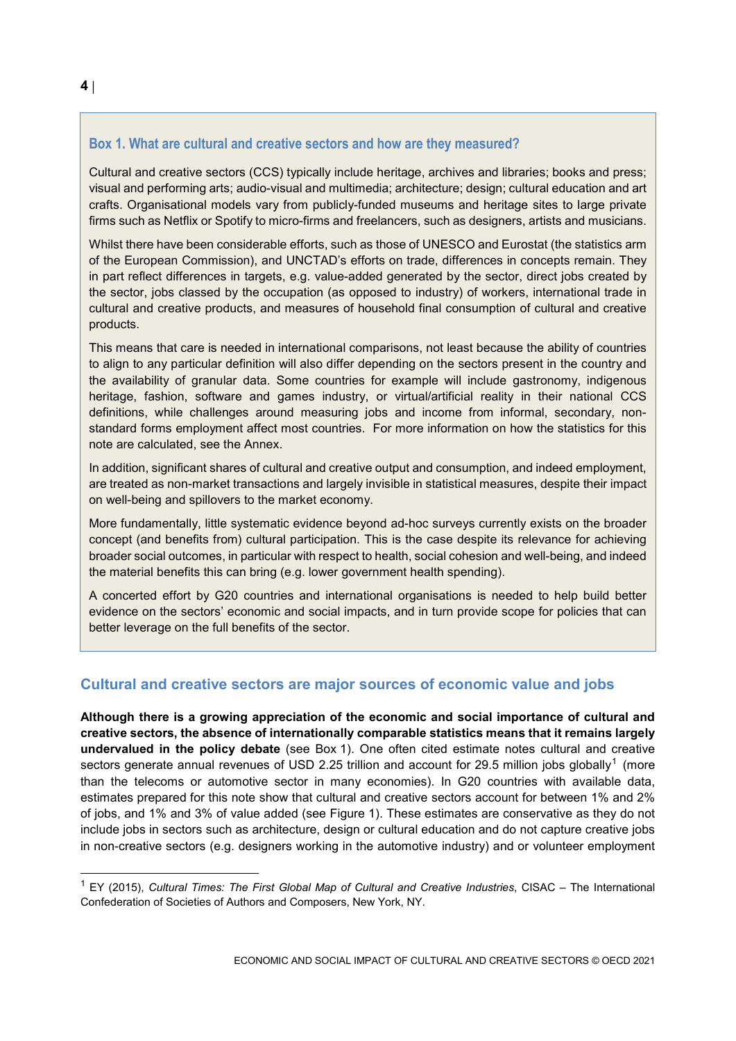### Box 1. What are cultural and creative sectors and how are they measured?

Cultural and creative sectors (CCS) typically include heritage, archives and libraries; books and press; visual and performing arts; audio-visual and multimedia; architecture; design; cultural education and art crafts. Organisational models vary from publicly-funded museums and heritage sites to large private firms such as Netflix or Spotify to micro-firms and freelancers, such as designers, artists and musicians.

Whilst there have been considerable efforts, such as those of UNESCO and Eurostat (the statistics arm of the European Commission), and UNCTAD's efforts on trade, differences in concepts remain. They in part reflect differences in targets, e.g. value-added generated by the sector, direct jobs created by the sector, jobs classed by the occupation (as opposed to industry) of workers, international trade in cultural and creative products, and measures of household final consumption of cultural and creative products.

This means that care is needed in international comparisons, not least because the ability of countries to align to any particular definition will also differ depending on the sectors present in the country and the availability of granular data. Some countries for example will include gastronomy, indigenous heritage, fashion, software and games industry, or virtual/artificial reality in their national CCS definitions, while challenges around measuring jobs and income from informal, secondary, non-standard forms employment affect most countries. For more information on how the statistics for this note are calculated, see the Annex.

In addition, significant shares of cultural and creative output and consumption, and indeed employment, are treated as non-market transactions and largely invisible in statistical measures, despite their impact on well-being and spillovers to the market economy.

More fundamentally, little systematic evidence beyond ad-hoc surveys currently exists on the broader concept (and benefits from) cultural participation. This is the case despite its relevance for achieving broader social outcomes, in particular with respect to health, social cohesion and well-being, and indeed the material benefits this can bring (e.g. lower government health spending).

A concerted effort by G20 countries and international organisations is needed to help build better evidence on the sectors' economic and social impacts, and in turn provide scope for policies that can better leverage on the full benefits of the sector.

## Cultural and creative sectors are major sources of economic value and jobs

**Although there is a growing appreciation of the economic and social importance of cultural and creative sectors, the absence of internationally comparable statistics means that it remains largely undervalued in the policy debate** (see Box 1). One often cited estimate notes cultural and creative sectors generate annual revenues of USD 2.25 trillion and account for 29.5 million jobs globally[1] (more than the telecoms or automotive sector in many economies). In G20 countries with available data, estimates prepared for this note show that cultural and creative sectors account for between 1% and 2% of jobs, and 1% and 3% of value added (see Figure 1). These estimates are conservative as they do not include jobs in sectors such as architecture, design or cultural education and do not capture creative jobs in non-creative sectors (e.g. designers working in the automotive industry) and or volunteer employment

---

[1] EY (2015), *Cultural Times: The First Global Map of Cultural and Creative Industries*, CISAC – The International Confederation of Societies of Authors and Composers, New York, NY.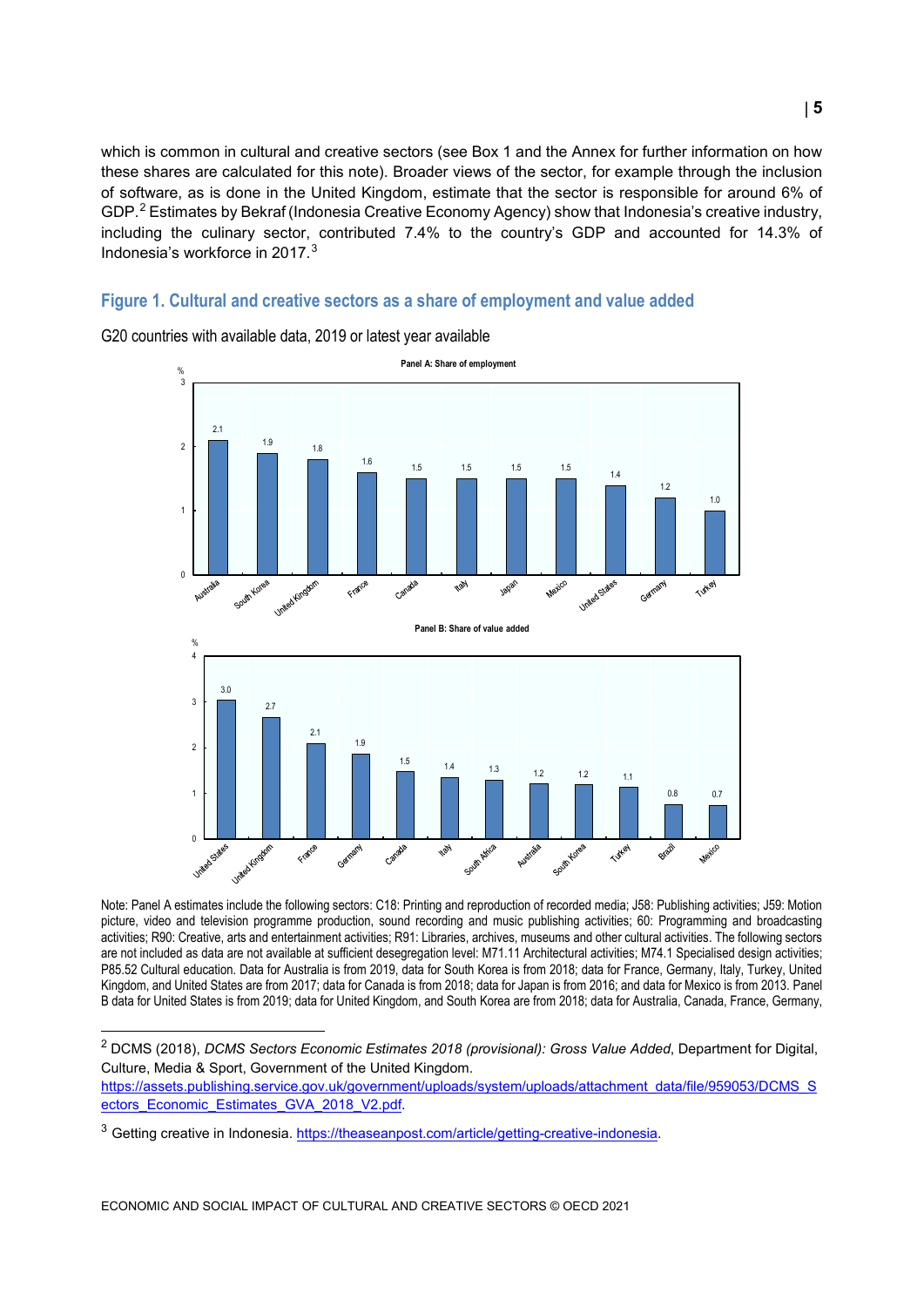which is common in cultural and creative sectors (see Box 1 and the Annex for further information on how these shares are calculated for this note). Broader views of the sector, for example through the inclusion of software, as is done in the United Kingdom, estimate that the sector is responsible for around 6% of GDP.[2] Estimates by Bekraf (Indonesia Creative Economy Agency) show that Indonesia's creative industry, including the culinary sector, contributed 7.4% to the country's GDP and accounted for 14.3% of Indonesia's workforce in 2017.[3]

### Figure 1. Cultural and creative sectors as a share of employment and value added

G20 countries with available data, 2019 or latest year available

**Panel A: Share of employment**

| Country | % |
|---|---|
| Australia | 2.1 |
| South Korea | 1.9 |
| United Kingdom | 1.8 |
| France | 1.6 |
| Canada | 1.5 |
| Italy | 1.5 |
| Japan | 1.5 |
| Mexico | 1.5 |
| United States | 1.4 |
| Germany | 1.2 |
| Turkey | 1.0 |

**Panel B: Share of value added**

| Country | % |
|---|---|
| United States | 3.0 |
| United Kingdom | 2.7 |
| France | 2.1 |
| Germany | 1.9 |
| Canada | 1.5 |
| Italy | 1.4 |
| South Africa | 1.3 |
| Australia | 1.2 |
| South Korea | 1.2 |
| Turkey | 1.1 |
| Brazil | 0.8 |
| Mexico | 0.7 |

Note: Panel A estimates include the following sectors: C18: Printing and reproduction of recorded media; J58: Publishing activities; J59: Motion picture, video and television programme production, sound recording and music publishing activities; 60: Programming and broadcasting activities; R90: Creative, arts and entertainment activities; R91: Libraries, archives, museums and other cultural activities. The following sectors are not included as data are not available at sufficient desegregation level: M71.11 Architectural activities; M74.1 Specialised design activities; P85.52 Cultural education. Data for Australia is from 2019, data for South Korea is from 2018; data for France, Germany, Italy, Turkey, United Kingdom, and United States are from 2017; data for Canada is from 2018; data for Japan is from 2016; and data for Mexico is from 2013. Panel B data for United States is from 2019; data for United Kingdom, and South Korea are from 2018; data for Australia, Canada, France, Germany,

---

[2] DCMS (2018), *DCMS Sectors Economic Estimates 2018 (provisional): Gross Value Added*, Department for Digital, Culture, Media & Sport, Government of the United Kingdom. https://assets.publishing.service.gov.uk/government/uploads/system/uploads/attachment_data/file/959053/DCMS_Sectors_Economic_Estimates_GVA_2018_V2.pdf.

[3] Getting creative in Indonesia. https://theaseanpost.com/article/getting-creative-indonesia.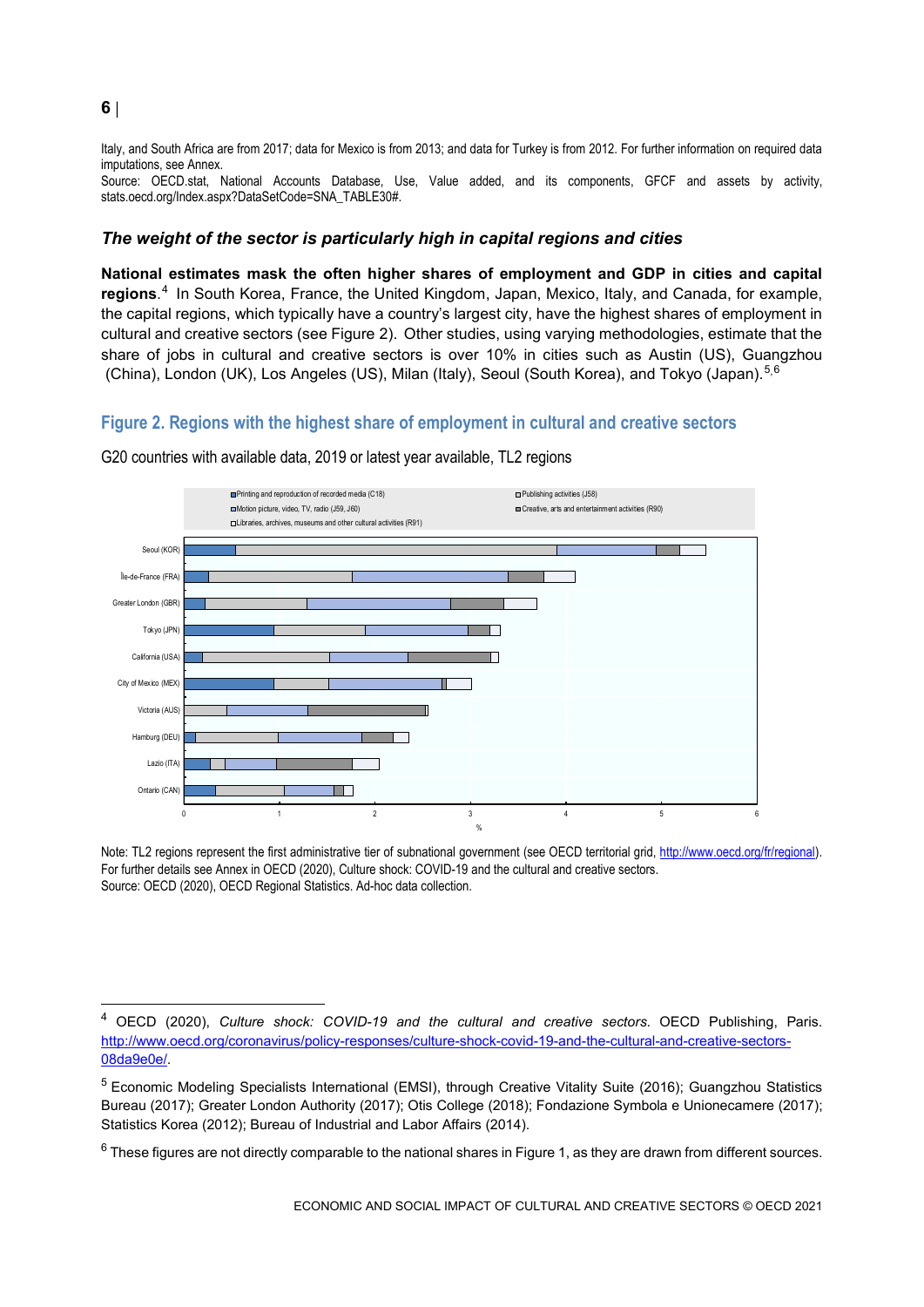Italy, and South Africa are from 2017; data for Mexico is from 2013; and data for Turkey is from 2012. For further information on required data imputations, see Annex.

Source: OECD.stat, National Accounts Database, Use, Value added, and its components, GFCF and assets by activity, stats.oecd.org/Index.aspx?DataSetCode=SNA_TABLE30#.

### *The weight of the sector is particularly high in capital regions and cities*

**National estimates mask the often higher shares of employment and GDP in cities and capital regions**.[4] In South Korea, France, the United Kingdom, Japan, Mexico, Italy, and Canada, for example, the capital regions, which typically have a country's largest city, have the highest shares of employment in cultural and creative sectors (see Figure 2). Other studies, using varying methodologies, estimate that the share of jobs in cultural and creative sectors is over 10% in cities such as Austin (US), Guangzhou (China), London (UK), Los Angeles (US), Milan (Italy), Seoul (South Korea), and Tokyo (Japan).[5,6]

#### Figure 2. Regions with the highest share of employment in cultural and creative sectors

G20 countries with available data, 2019 or latest year available, TL2 regions

Legend: Printing and reproduction of recorded media (C18); Publishing activities (J58); Motion picture, video, TV, radio (J59, J60); Creative, arts and entertainment activities (R90); Libraries, archives, museums and other cultural activities (R91)

Regions (%): Seoul (KOR), Île-de-France (FRA), Greater London (GBR), Tokyo (JPN), California (USA), City of Mexico (MEX), Victoria (AUS), Hamburg (DEU), Lazio (ITA), Ontario (CAN)

Note: TL2 regions represent the first administrative tier of subnational government (see OECD territorial grid, http://www.oecd.org/fr/regional). For further details see Annex in OECD (2020), Culture shock: COVID-19 and the cultural and creative sectors.

Source: OECD (2020), OECD Regional Statistics. Ad-hoc data collection.

---

[4] OECD (2020), *Culture shock: COVID-19 and the cultural and creative sectors*. OECD Publishing, Paris. http://www.oecd.org/coronavirus/policy-responses/culture-shock-covid-19-and-the-cultural-and-creative-sectors-08da9e0e/.

[5] Economic Modeling Specialists International (EMSI), through Creative Vitality Suite (2016); Guangzhou Statistics Bureau (2017); Greater London Authority (2017); Otis College (2018); Fondazione Symbola e Unionecamere (2017); Statistics Korea (2012); Bureau of Industrial and Labor Affairs (2014).

[6] These figures are not directly comparable to the national shares in Figure 1, as they are drawn from different sources.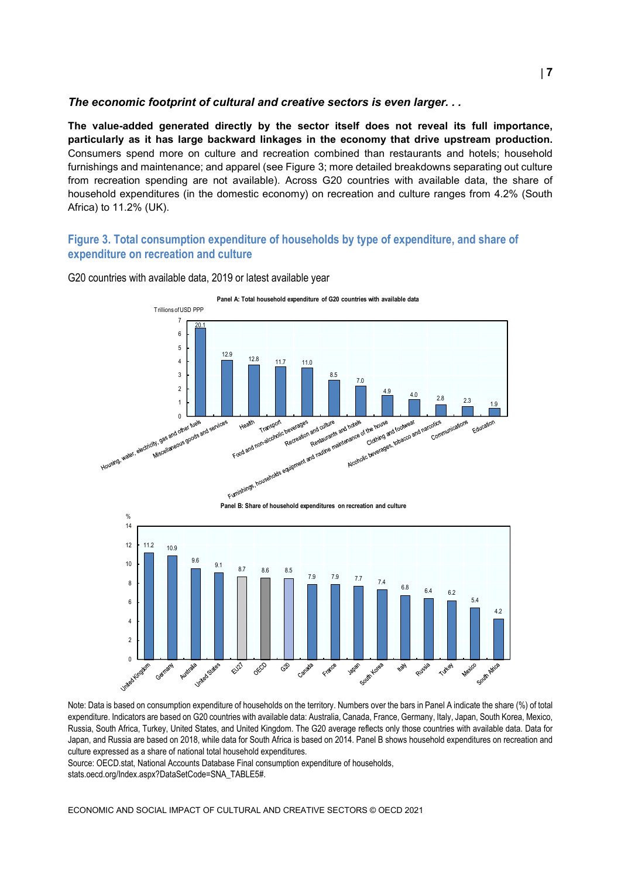### *The economic footprint of cultural and creative sectors is even larger. . .*

**The value-added generated directly by the sector itself does not reveal its full importance, particularly as it has large backward linkages in the economy that drive upstream production.** Consumers spend more on culture and recreation combined than restaurants and hotels; household furnishings and maintenance; and apparel (see Figure 3; more detailed breakdowns separating out culture from recreation spending are not available). Across G20 countries with available data, the share of household expenditures (in the domestic economy) on recreation and culture ranges from 4.2% (South Africa) to 11.2% (UK).

## Figure 3. Total consumption expenditure of households by type of expenditure, and share of expenditure on recreation and culture

G20 countries with available data, 2019 or latest available year

**Panel A: Total household expenditure of G20 countries with available data**

Trillions of USD PPP

| Type of expenditure | Share of total expenditure (%) |
|---|---|
| Housing, water, electricity, gas and other fuels | 20.1 |
| Miscellaneous goods and services | 12.9 |
| Health | 12.8 |
| Transport | 11.7 |
| Food and non-alcoholic beverages | 11.0 |
| Recreation and culture | 8.5 |
| Restaurants and hotels | 7.0 |
| Furnishings, households equipment and routine maintenance of the house | 4.9 |
| Clothing and footwear | 4.0 |
| Alcoholic beverages, tobacco and narcotics | 2.8 |
| Communications | 2.3 |
| Education | 1.9 |

**Panel B: Share of household expenditures on recreation and culture**

| Country | % |
|---|---|
| United Kingdom | 11.2 |
| Germany | 10.9 |
| Australia | 9.6 |
| United States | 9.1 |
| EU27 | 8.7 |
| OECD | 8.6 |
| G20 | 8.5 |
| Canada | 7.9 |
| France | 7.9 |
| Japan | 7.7 |
| South Korea | 7.4 |
| Italy | 6.8 |
| Russia | 6.4 |
| Turkey | 6.2 |
| Mexico | 5.4 |
| South Africa | 4.2 |

Note: Data is based on consumption expenditure of households on the territory. Numbers over the bars in Panel A indicate the share (%) of total expenditure. Indicators are based on G20 countries with available data: Australia, Canada, France, Germany, Italy, Japan, South Korea, Mexico, Russia, South Africa, Turkey, United States, and United Kingdom. The G20 average reflects only those countries with available data. Data for Japan, and Russia are based on 2018, while data for South Africa is based on 2014. Panel B shows household expenditures on recreation and culture expressed as a share of national total household expenditures.

Source: OECD.stat, National Accounts Database Final consumption expenditure of households, stats.oecd.org/Index.aspx?DataSetCode=SNA_TABLE5#.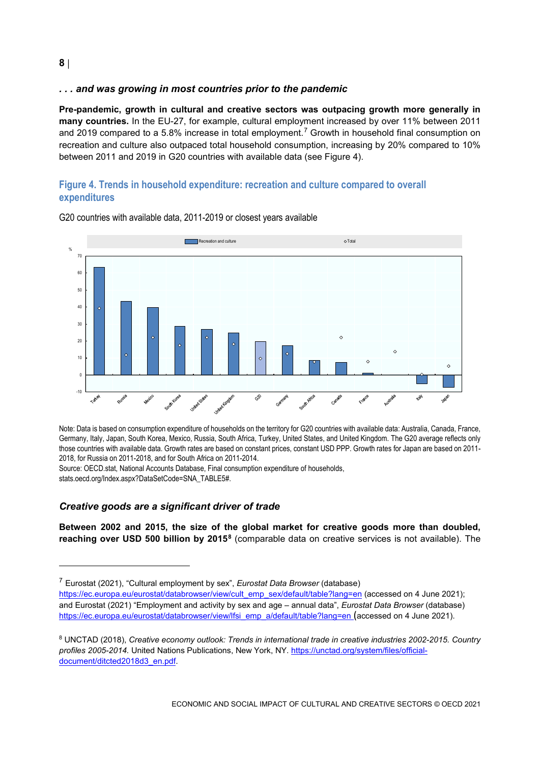### . . . and was growing in most countries prior to the pandemic

**Pre-pandemic, growth in cultural and creative sectors was outpacing growth more generally in many countries.** In the EU-27, for example, cultural employment increased by over 11% between 2011 and 2019 compared to a 5.8% increase in total employment.[7] Growth in household final consumption on recreation and culture also outpaced total household consumption, increasing by 20% compared to 10% between 2011 and 2019 in G20 countries with available data (see Figure 4).

## Figure 4. Trends in household expenditure: recreation and culture compared to overall expenditures

G20 countries with available data, 2011-2019 or closest years available

Note: Data is based on consumption expenditure of households on the territory for G20 countries with available data: Australia, Canada, France, Germany, Italy, Japan, South Korea, Mexico, Russia, South Africa, Turkey, United States, and United Kingdom. The G20 average reflects only those countries with available data. Growth rates are based on constant prices, constant USD PPP. Growth rates for Japan are based on 2011-2018, for Russia on 2011-2018, and for South Africa on 2011-2014.

Source: OECD.stat, National Accounts Database, Final consumption expenditure of households, stats.oecd.org/Index.aspx?DataSetCode=SNA_TABLE5#.

### Creative goods are a significant driver of trade

**Between 2002 and 2015, the size of the global market for creative goods more than doubled, reaching over USD 500 billion by 2015**[8] (comparable data on creative services is not available). The

---

[7] Eurostat (2021), "Cultural employment by sex", *Eurostat Data Browser* (database) https://ec.europa.eu/eurostat/databrowser/view/cult_emp_sex/default/table?lang=en (accessed on 4 June 2021); and Eurostat (2021) "Employment and activity by sex and age – annual data", *Eurostat Data Browser* (database) https://ec.europa.eu/eurostat/databrowser/view/lfsi_emp_a/default/table?lang=en (accessed on 4 June 2021).

[8] UNCTAD (2018), *Creative economy outlook: Trends in international trade in creative industries 2002-2015. Country profiles 2005-2014.* United Nations Publications, New York, NY. https://unctad.org/system/files/official-document/ditcted2018d3_en.pdf.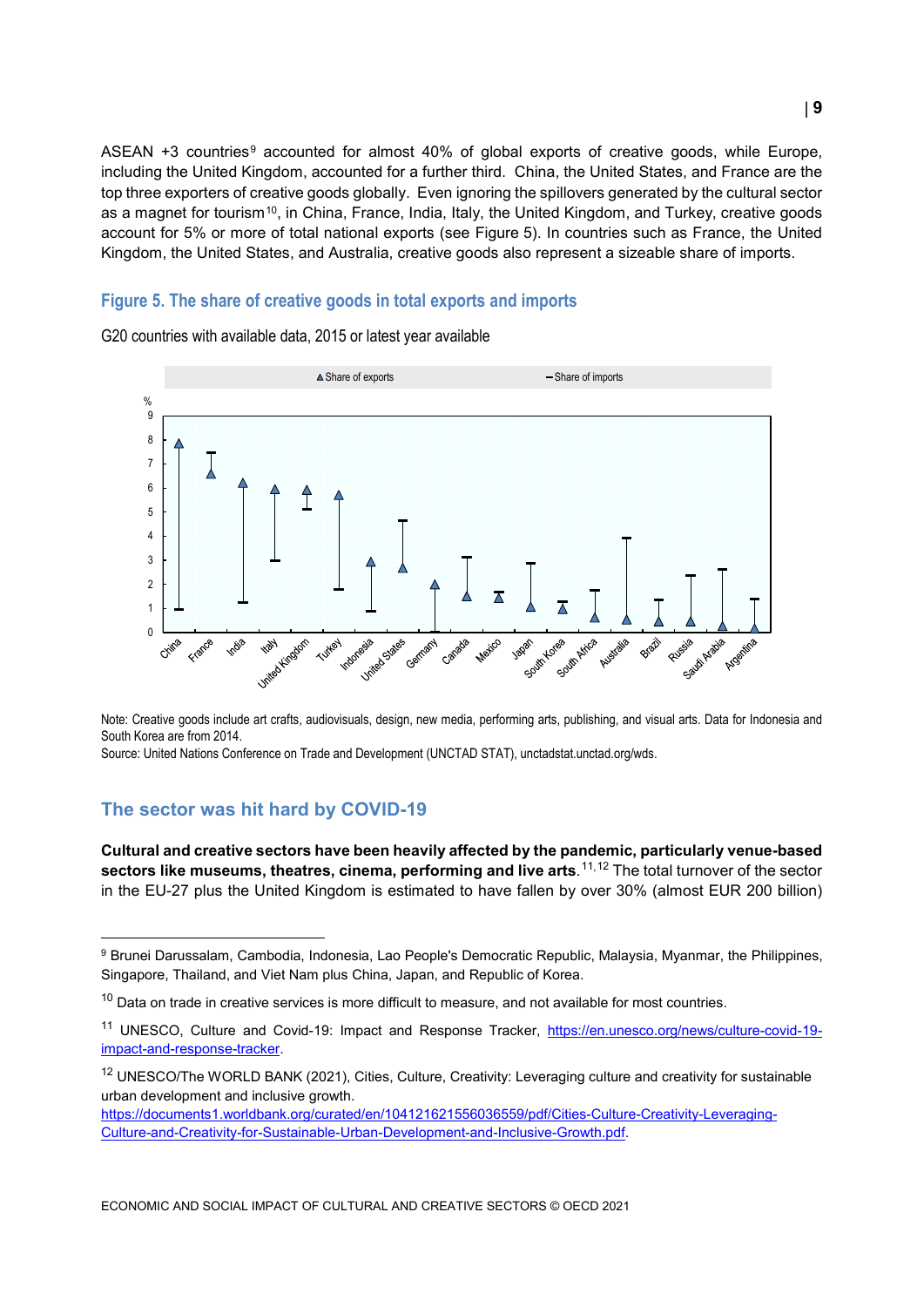ASEAN +3 countries[9] accounted for almost 40% of global exports of creative goods, while Europe, including the United Kingdom, accounted for a further third. China, the United States, and France are the top three exporters of creative goods globally. Even ignoring the spillovers generated by the cultural sector as a magnet for tourism[10], in China, France, India, Italy, the United Kingdom, and Turkey, creative goods account for 5% or more of total national exports (see Figure 5). In countries such as France, the United Kingdom, the United States, and Australia, creative goods also represent a sizeable share of imports.

### Figure 5. The share of creative goods in total exports and imports

G20 countries with available data, 2015 or latest year available

Note: Creative goods include art crafts, audiovisuals, design, new media, performing arts, publishing, and visual arts. Data for Indonesia and South Korea are from 2014.

Source: United Nations Conference on Trade and Development (UNCTAD STAT), unctadstat.unctad.org/wds.

## The sector was hit hard by COVID-19

**Cultural and creative sectors have been heavily affected by the pandemic, particularly venue-based sectors like museums, theatres, cinema, performing and live arts.**[11,12] The total turnover of the sector in the EU-27 plus the United Kingdom is estimated to have fallen by over 30% (almost EUR 200 billion)

---

[9] Brunei Darussalam, Cambodia, Indonesia, Lao People's Democratic Republic, Malaysia, Myanmar, the Philippines, Singapore, Thailand, and Viet Nam plus China, Japan, and Republic of Korea.

[10] Data on trade in creative services is more difficult to measure, and not available for most countries.

[11] UNESCO, Culture and Covid-19: Impact and Response Tracker, https://en.unesco.org/news/culture-covid-19-impact-and-response-tracker.

[12] UNESCO/The WORLD BANK (2021), Cities, Culture, Creativity: Leveraging culture and creativity for sustainable urban development and inclusive growth. https://documents1.worldbank.org/curated/en/104121621556036559/pdf/Cities-Culture-Creativity-Leveraging-Culture-and-Creativity-for-Sustainable-Urban-Development-and-Inclusive-Growth.pdf.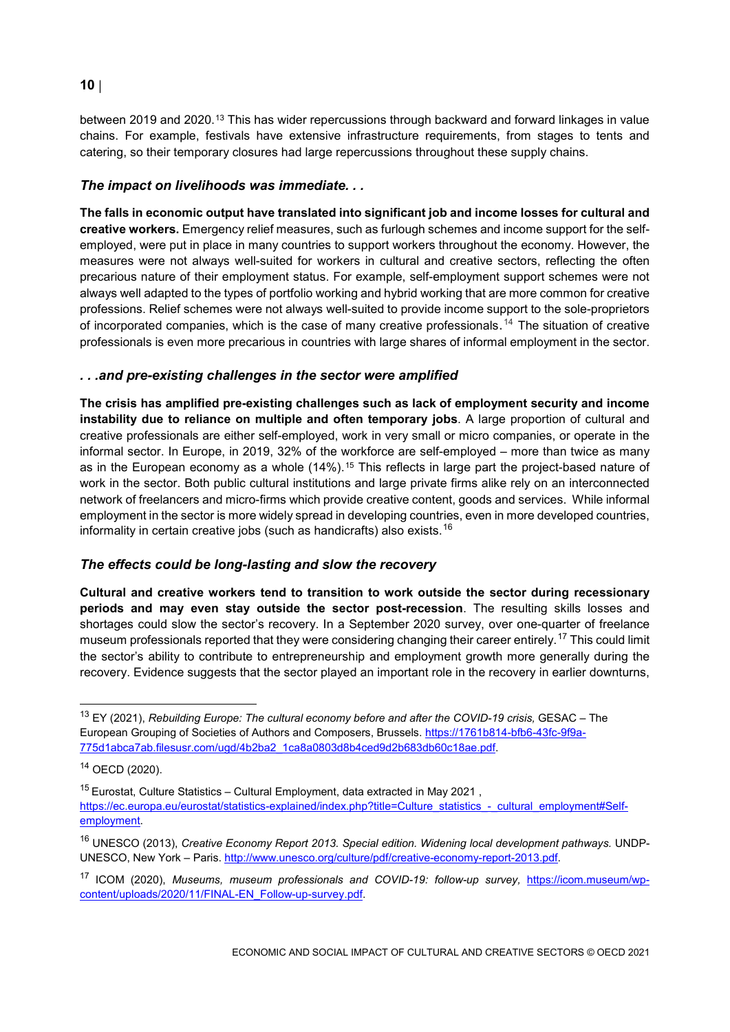between 2019 and 2020.[13] This has wider repercussions through backward and forward linkages in value chains. For example, festivals have extensive infrastructure requirements, from stages to tents and catering, so their temporary closures had large repercussions throughout these supply chains.

### *The impact on livelihoods was immediate. . .*

**The falls in economic output have translated into significant job and income losses for cultural and creative workers.** Emergency relief measures, such as furlough schemes and income support for the self-employed, were put in place in many countries to support workers throughout the economy. However, the measures were not always well-suited for workers in cultural and creative sectors, reflecting the often precarious nature of their employment status. For example, self-employment support schemes were not always well adapted to the types of portfolio working and hybrid working that are more common for creative professions. Relief schemes were not always well-suited to provide income support to the sole-proprietors of incorporated companies, which is the case of many creative professionals.[14] The situation of creative professionals is even more precarious in countries with large shares of informal employment in the sector.

### *. . .and pre-existing challenges in the sector were amplified*

**The crisis has amplified pre-existing challenges such as lack of employment security and income instability due to reliance on multiple and often temporary jobs**. A large proportion of cultural and creative professionals are either self-employed, work in very small or micro companies, or operate in the informal sector. In Europe, in 2019, 32% of the workforce are self-employed – more than twice as many as in the European economy as a whole (14%).[15] This reflects in large part the project-based nature of work in the sector. Both public cultural institutions and large private firms alike rely on an interconnected network of freelancers and micro-firms which provide creative content, goods and services. While informal employment in the sector is more widely spread in developing countries, even in more developed countries, informality in certain creative jobs (such as handicrafts) also exists.[16]

### *The effects could be long-lasting and slow the recovery*

**Cultural and creative workers tend to transition to work outside the sector during recessionary periods and may even stay outside the sector post-recession**. The resulting skills losses and shortages could slow the sector's recovery. In a September 2020 survey, over one-quarter of freelance museum professionals reported that they were considering changing their career entirely.[17] This could limit the sector's ability to contribute to entrepreneurship and employment growth more generally during the recovery. Evidence suggests that the sector played an important role in the recovery in earlier downturns,

---

[13] EY (2021), *Rebuilding Europe: The cultural economy before and after the COVID-19 crisis,* GESAC – The European Grouping of Societies of Authors and Composers, Brussels. https://1761b814-bfb6-43fc-9f9a-775d1abca7ab.filesusr.com/ugd/4b2ba2_1ca8a0803d8b4ced9d2b683db60c18ae.pdf.

[14] OECD (2020).

[15] Eurostat, Culture Statistics – Cultural Employment, data extracted in May 2021 , https://ec.europa.eu/eurostat/statistics-explained/index.php?title=Culture_statistics_-_cultural_employment#Self-employment.

[16] UNESCO (2013), *Creative Economy Report 2013. Special edition. Widening local development pathways.* UNDP-UNESCO, New York – Paris. http://www.unesco.org/culture/pdf/creative-economy-report-2013.pdf.

[17] ICOM (2020), *Museums, museum professionals and COVID-19: follow-up survey,* https://icom.museum/wp-content/uploads/2020/11/FINAL-EN_Follow-up-survey.pdf.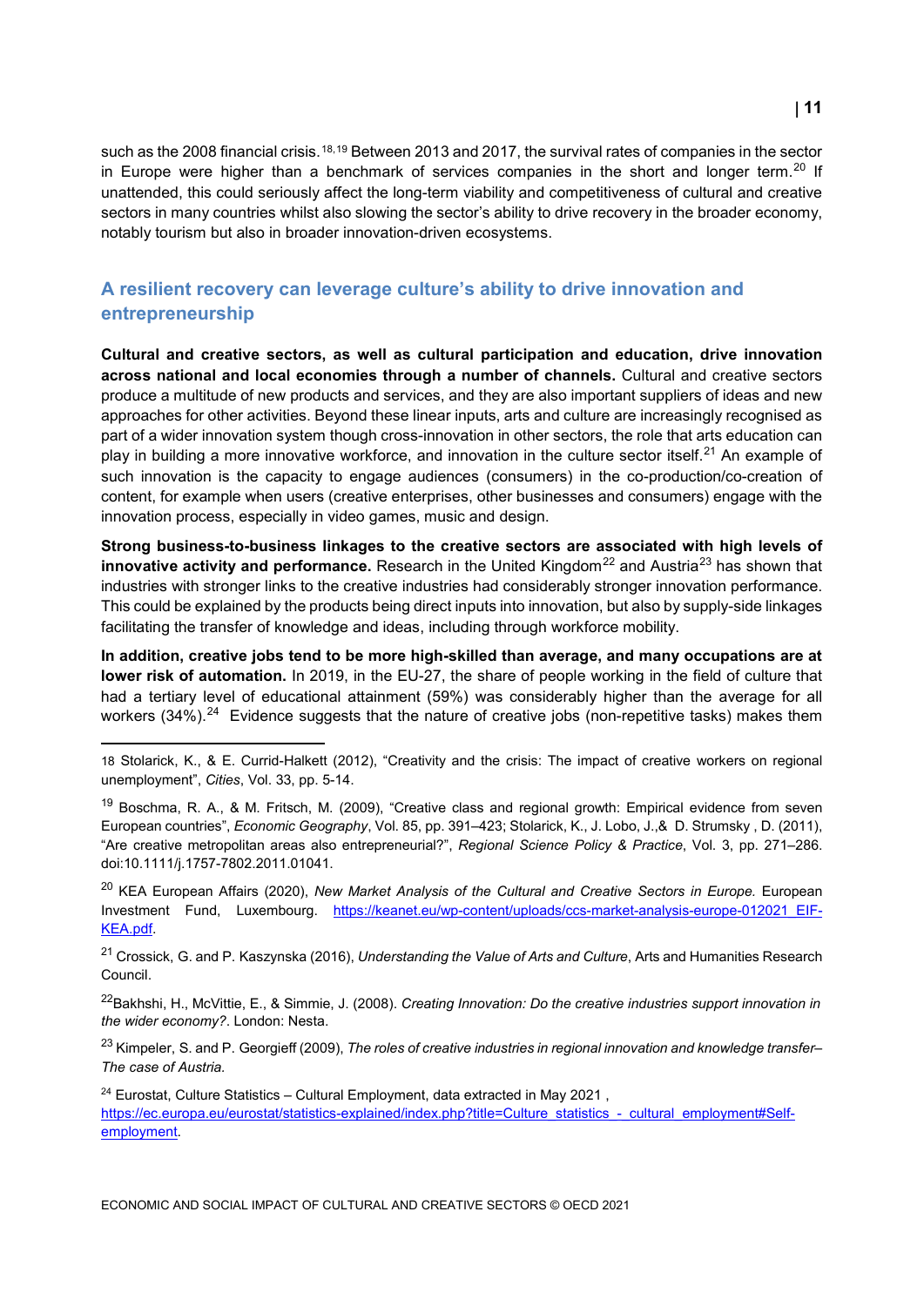such as the 2008 financial crisis.[18,19] Between 2013 and 2017, the survival rates of companies in the sector in Europe were higher than a benchmark of services companies in the short and longer term.[20] If unattended, this could seriously affect the long-term viability and competitiveness of cultural and creative sectors in many countries whilst also slowing the sector's ability to drive recovery in the broader economy, notably tourism but also in broader innovation-driven ecosystems.

## A resilient recovery can leverage culture's ability to drive innovation and entrepreneurship

**Cultural and creative sectors, as well as cultural participation and education, drive innovation across national and local economies through a number of channels.** Cultural and creative sectors produce a multitude of new products and services, and they are also important suppliers of ideas and new approaches for other activities. Beyond these linear inputs, arts and culture are increasingly recognised as part of a wider innovation system though cross-innovation in other sectors, the role that arts education can play in building a more innovative workforce, and innovation in the culture sector itself.[21] An example of such innovation is the capacity to engage audiences (consumers) in the co-production/co-creation of content, for example when users (creative enterprises, other businesses and consumers) engage with the innovation process, especially in video games, music and design.

**Strong business-to-business linkages to the creative sectors are associated with high levels of innovative activity and performance.** Research in the United Kingdom[22] and Austria[23] has shown that industries with stronger links to the creative industries had considerably stronger innovation performance. This could be explained by the products being direct inputs into innovation, but also by supply-side linkages facilitating the transfer of knowledge and ideas, including through workforce mobility.

**In addition, creative jobs tend to be more high-skilled than average, and many occupations are at lower risk of automation.** In 2019, in the EU-27, the share of people working in the field of culture that had a tertiary level of educational attainment (59%) was considerably higher than the average for all workers (34%).[24] Evidence suggests that the nature of creative jobs (non-repetitive tasks) makes them

---

18 Stolarick, K., & E. Currid-Halkett (2012), "Creativity and the crisis: The impact of creative workers on regional unemployment", *Cities*, Vol. 33, pp. 5-14.

19 Boschma, R. A., & M. Fritsch, M. (2009), "Creative class and regional growth: Empirical evidence from seven European countries", *Economic Geography*, Vol. 85, pp. 391–423; Stolarick, K., J. Lobo, J.,& D. Strumsky , D. (2011), "Are creative metropolitan areas also entrepreneurial?", *Regional Science Policy & Practice*, Vol. 3, pp. 271–286. doi:10.1111/j.1757-7802.2011.01041.

20 KEA European Affairs (2020), *New Market Analysis of the Cultural and Creative Sectors in Europe.* European Investment Fund, Luxembourg. https://keanet.eu/wp-content/uploads/ccs-market-analysis-europe-012021_EIF-KEA.pdf.

21 Crossick, G. and P. Kaszynska (2016), *Understanding the Value of Arts and Culture*, Arts and Humanities Research Council.

22 Bakhshi, H., McVittie, E., & Simmie, J. (2008). *Creating Innovation: Do the creative industries support innovation in the wider economy?*. London: Nesta.

23 Kimpeler, S. and P. Georgieff (2009), *The roles of creative industries in regional innovation and knowledge transfer– The case of Austria.*

24 Eurostat, Culture Statistics – Cultural Employment, data extracted in May 2021 , https://ec.europa.eu/eurostat/statistics-explained/index.php?title=Culture_statistics_-_cultural_employment#Self-employment.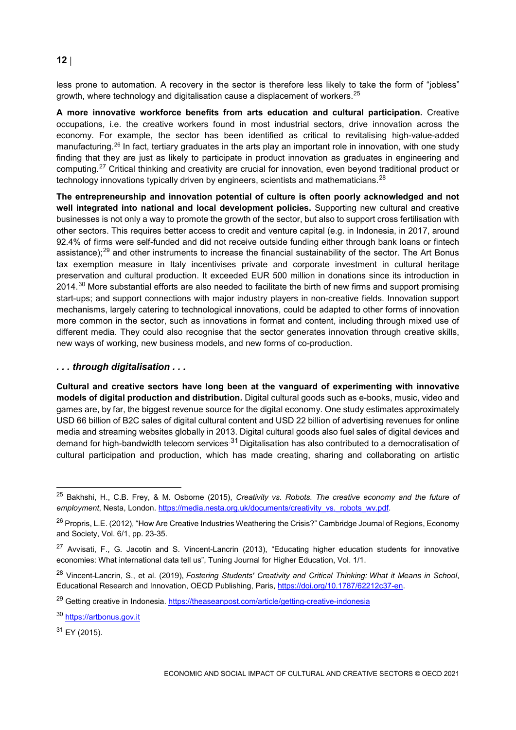less prone to automation. A recovery in the sector is therefore less likely to take the form of "jobless" growth, where technology and digitalisation cause a displacement of workers.[25]

**A more innovative workforce benefits from arts education and cultural participation.** Creative occupations, i.e. the creative workers found in most industrial sectors, drive innovation across the economy. For example, the sector has been identified as critical to revitalising high-value-added manufacturing.[26] In fact, tertiary graduates in the arts play an important role in innovation, with one study finding that they are just as likely to participate in product innovation as graduates in engineering and computing.[27] Critical thinking and creativity are crucial for innovation, even beyond traditional product or technology innovations typically driven by engineers, scientists and mathematicians.[28]

**The entrepreneurship and innovation potential of culture is often poorly acknowledged and not well integrated into national and local development policies.** Supporting new cultural and creative businesses is not only a way to promote the growth of the sector, but also to support cross fertilisation with other sectors. This requires better access to credit and venture capital (e.g. in Indonesia, in 2017, around 92.4% of firms were self-funded and did not receive outside funding either through bank loans or fintech assistance);[29] and other instruments to increase the financial sustainability of the sector. The Art Bonus tax exemption measure in Italy incentivises private and corporate investment in cultural heritage preservation and cultural production. It exceeded EUR 500 million in donations since its introduction in 2014.[30] More substantial efforts are also needed to facilitate the birth of new firms and support promising start-ups; and support connections with major industry players in non-creative fields. Innovation support mechanisms, largely catering to technological innovations, could be adapted to other forms of innovation more common in the sector, such as innovations in format and content, including through mixed use of different media. They could also recognise that the sector generates innovation through creative skills, new ways of working, new business models, and new forms of co-production.

### *. . . through digitalisation . . .*

**Cultural and creative sectors have long been at the vanguard of experimenting with innovative models of digital production and distribution.** Digital cultural goods such as e-books, music, video and games are, by far, the biggest revenue source for the digital economy. One study estimates approximately USD 66 billion of B2C sales of digital cultural content and USD 22 billion of advertising revenues for online media and streaming websites globally in 2013. Digital cultural goods also fuel sales of digital devices and demand for high-bandwidth telecom services.[31] Digitalisation has also contributed to a democratisation of cultural participation and production, which has made creating, sharing and collaborating on artistic

---

[25] Bakhshi, H., C.B. Frey, & M. Osborne (2015), *Creativity vs. Robots. The creative economy and the future of employment*, Nesta, London. https://media.nesta.org.uk/documents/creativity_vs._robots_wv.pdf.

[26] Propris, L.E. (2012), "How Are Creative Industries Weathering the Crisis?" Cambridge Journal of Regions, Economy and Society, Vol. 6/1, pp. 23-35.

[27] Avvisati, F., G. Jacotin and S. Vincent-Lancrin (2013), "Educating higher education students for innovative economies: What international data tell us", Tuning Journal for Higher Education, Vol. 1/1.

[28] Vincent-Lancrin, S., et al. (2019), *Fostering Students' Creativity and Critical Thinking: What it Means in School*, Educational Research and Innovation, OECD Publishing, Paris, https://doi.org/10.1787/62212c37-en.

[29] Getting creative in Indonesia. https://theaseanpost.com/article/getting-creative-indonesia

[30] https://artbonus.gov.it

[31] EY (2015).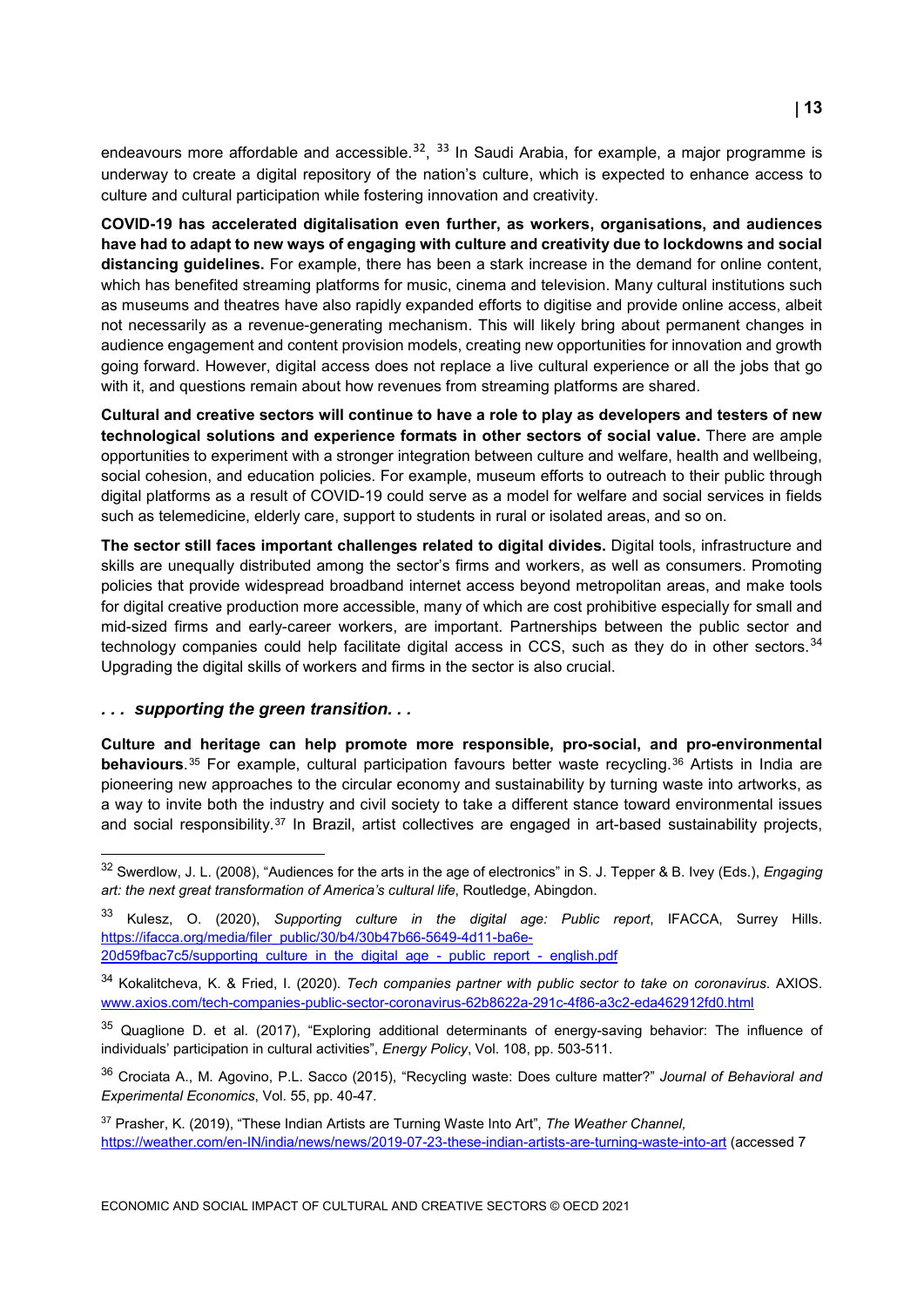endeavours more affordable and accessible.[32], [33] In Saudi Arabia, for example, a major programme is underway to create a digital repository of the nation's culture, which is expected to enhance access to culture and cultural participation while fostering innovation and creativity.

**COVID-19 has accelerated digitalisation even further, as workers, organisations, and audiences have had to adapt to new ways of engaging with culture and creativity due to lockdowns and social distancing guidelines.** For example, there has been a stark increase in the demand for online content, which has benefited streaming platforms for music, cinema and television. Many cultural institutions such as museums and theatres have also rapidly expanded efforts to digitise and provide online access, albeit not necessarily as a revenue-generating mechanism. This will likely bring about permanent changes in audience engagement and content provision models, creating new opportunities for innovation and growth going forward. However, digital access does not replace a live cultural experience or all the jobs that go with it, and questions remain about how revenues from streaming platforms are shared.

**Cultural and creative sectors will continue to have a role to play as developers and testers of new technological solutions and experience formats in other sectors of social value.** There are ample opportunities to experiment with a stronger integration between culture and welfare, health and wellbeing, social cohesion, and education policies. For example, museum efforts to outreach to their public through digital platforms as a result of COVID-19 could serve as a model for welfare and social services in fields such as telemedicine, elderly care, support to students in rural or isolated areas, and so on.

**The sector still faces important challenges related to digital divides.** Digital tools, infrastructure and skills are unequally distributed among the sector's firms and workers, as well as consumers. Promoting policies that provide widespread broadband internet access beyond metropolitan areas, and make tools for digital creative production more accessible, many of which are cost prohibitive especially for small and mid-sized firms and early-career workers, are important. Partnerships between the public sector and technology companies could help facilitate digital access in CCS, such as they do in other sectors.[34] Upgrading the digital skills of workers and firms in the sector is also crucial.

### *. . . supporting the green transition. . .*

**Culture and heritage can help promote more responsible, pro-social, and pro-environmental behaviours**.[35] For example, cultural participation favours better waste recycling.[36] Artists in India are pioneering new approaches to the circular economy and sustainability by turning waste into artworks, as a way to invite both the industry and civil society to take a different stance toward environmental issues and social responsibility.[37] In Brazil, artist collectives are engaged in art-based sustainability projects,

---

[32] Swerdlow, J. L. (2008), "Audiences for the arts in the age of electronics" in S. J. Tepper & B. Ivey (Eds.), *Engaging art: the next great transformation of America's cultural life*, Routledge, Abingdon.

[33] Kulesz, O. (2020), *Supporting culture in the digital age: Public report*, IFACCA, Surrey Hills. https://ifacca.org/media/filer_public/30/b4/30b47b66-5649-4d11-ba6e-20d59fbac7c5/supporting_culture_in_the_digital_age_-_public_report_-_english.pdf

[34] Kokalitcheva, K. & Fried, I. (2020). *Tech companies partner with public sector to take on coronavirus*. AXIOS. www.axios.com/tech-companies-public-sector-coronavirus-62b8622a-291c-4f86-a3c2-eda462912fd0.html

[35] Quaglione D. et al. (2017), "Exploring additional determinants of energy-saving behavior: The influence of individuals' participation in cultural activities", *Energy Policy*, Vol. 108, pp. 503-511.

[36] Crociata A., M. Agovino, P.L. Sacco (2015), "Recycling waste: Does culture matter?" *Journal of Behavioral and Experimental Economics*, Vol. 55, pp. 40-47.

[37] Prasher, K. (2019), "These Indian Artists are Turning Waste Into Art", *The Weather Channel*, https://weather.com/en-IN/india/news/news/2019-07-23-these-indian-artists-are-turning-waste-into-art (accessed 7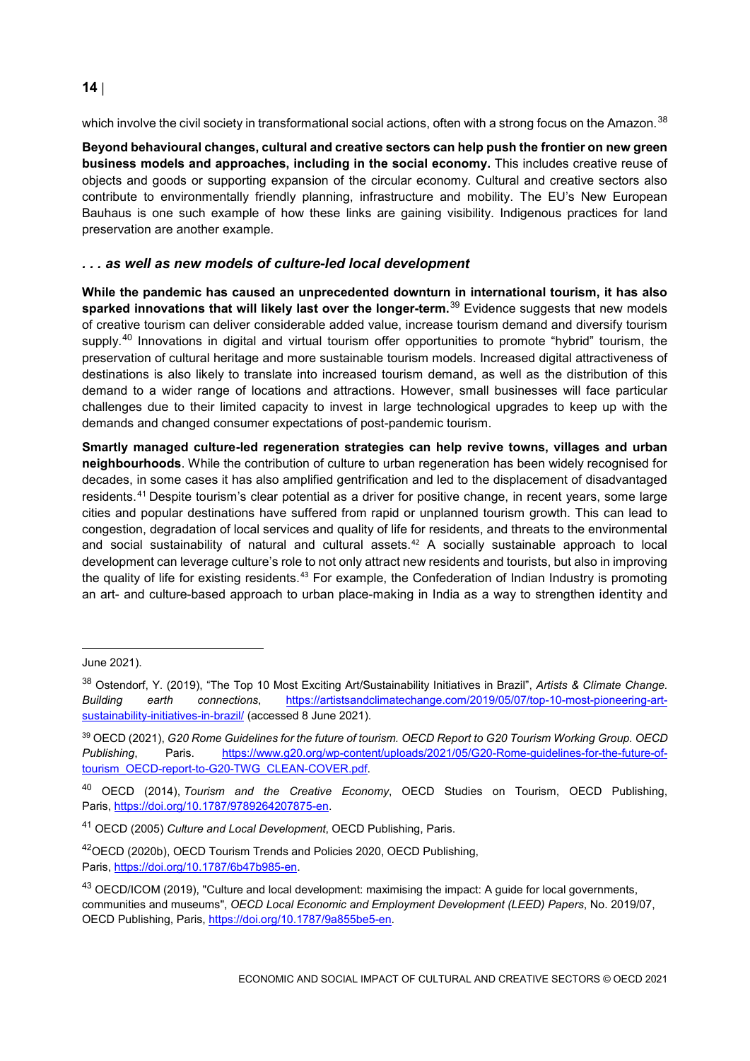which involve the civil society in transformational social actions, often with a strong focus on the Amazon.[38]

**Beyond behavioural changes, cultural and creative sectors can help push the frontier on new green business models and approaches, including in the social economy.** This includes creative reuse of objects and goods or supporting expansion of the circular economy. Cultural and creative sectors also contribute to environmentally friendly planning, infrastructure and mobility. The EU's New European Bauhaus is one such example of how these links are gaining visibility. Indigenous practices for land preservation are another example.

### *. . . as well as new models of culture-led local development*

**While the pandemic has caused an unprecedented downturn in international tourism, it has also sparked innovations that will likely last over the longer-term.**[39] Evidence suggests that new models of creative tourism can deliver considerable added value, increase tourism demand and diversify tourism supply.[40] Innovations in digital and virtual tourism offer opportunities to promote "hybrid" tourism, the preservation of cultural heritage and more sustainable tourism models. Increased digital attractiveness of destinations is also likely to translate into increased tourism demand, as well as the distribution of this demand to a wider range of locations and attractions. However, small businesses will face particular challenges due to their limited capacity to invest in large technological upgrades to keep up with the demands and changed consumer expectations of post-pandemic tourism.

**Smartly managed culture-led regeneration strategies can help revive towns, villages and urban neighbourhoods**. While the contribution of culture to urban regeneration has been widely recognised for decades, in some cases it has also amplified gentrification and led to the displacement of disadvantaged residents.[41] Despite tourism's clear potential as a driver for positive change, in recent years, some large cities and popular destinations have suffered from rapid or unplanned tourism growth. This can lead to congestion, degradation of local services and quality of life for residents, and threats to the environmental and social sustainability of natural and cultural assets.[42] A socially sustainable approach to local development can leverage culture's role to not only attract new residents and tourists, but also in improving the quality of life for existing residents.[43] For example, the Confederation of Indian Industry is promoting an art- and culture-based approach to urban place-making in India as a way to strengthen identity and

---

June 2021).

[38] Ostendorf, Y. (2019), "The Top 10 Most Exciting Art/Sustainability Initiatives in Brazil", *Artists & Climate Change. Building earth connections*, https://artistsandclimatechange.com/2019/05/07/top-10-most-pioneering-art-sustainability-initiatives-in-brazil/ (accessed 8 June 2021).

[39] OECD (2021), *G20 Rome Guidelines for the future of tourism. OECD Report to G20 Tourism Working Group. OECD Publishing*, Paris. https://www.g20.org/wp-content/uploads/2021/05/G20-Rome-guidelines-for-the-future-of-tourism_OECD-report-to-G20-TWG_CLEAN-COVER.pdf.

[40] OECD (2014), *Tourism and the Creative Economy*, OECD Studies on Tourism, OECD Publishing, Paris, https://doi.org/10.1787/9789264207875-en.

[41] OECD (2005) *Culture and Local Development*, OECD Publishing, Paris.

[42] OECD (2020b), OECD Tourism Trends and Policies 2020, OECD Publishing, Paris, https://doi.org/10.1787/6b47b985-en.

[43] OECD/ICOM (2019), "Culture and local development: maximising the impact: A guide for local governments, communities and museums", *OECD Local Economic and Employment Development (LEED) Papers*, No. 2019/07, OECD Publishing, Paris, https://doi.org/10.1787/9a855be5-en.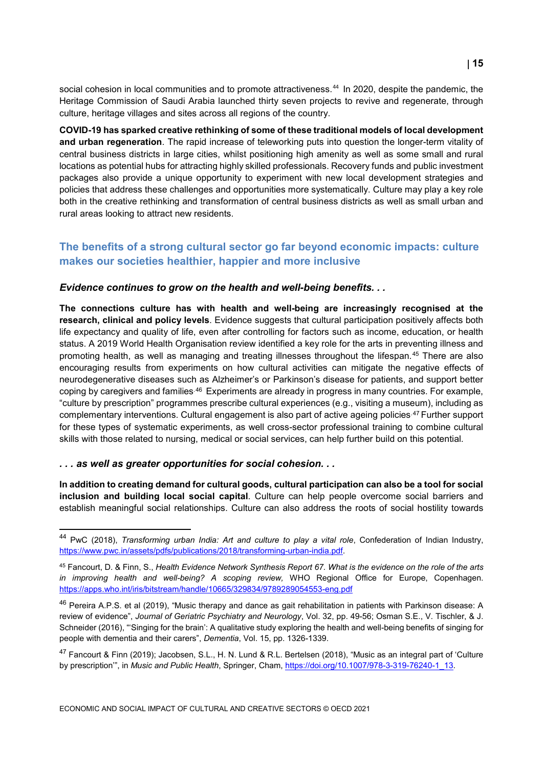social cohesion in local communities and to promote attractiveness.[44] In 2020, despite the pandemic, the Heritage Commission of Saudi Arabia launched thirty seven projects to revive and regenerate, through culture, heritage villages and sites across all regions of the country.

**COVID-19 has sparked creative rethinking of some of these traditional models of local development and urban regeneration**. The rapid increase of teleworking puts into question the longer-term vitality of central business districts in large cities, whilst positioning high amenity as well as some small and rural locations as potential hubs for attracting highly skilled professionals. Recovery funds and public investment packages also provide a unique opportunity to experiment with new local development strategies and policies that address these challenges and opportunities more systematically. Culture may play a key role both in the creative rethinking and transformation of central business districts as well as small urban and rural areas looking to attract new residents.

## The benefits of a strong cultural sector go far beyond economic impacts: culture makes our societies healthier, happier and more inclusive

### *Evidence continues to grow on the health and well-being benefits. . .*

**The connections culture has with health and well-being are increasingly recognised at the research, clinical and policy levels**. Evidence suggests that cultural participation positively affects both life expectancy and quality of life, even after controlling for factors such as income, education, or health status. A 2019 World Health Organisation review identified a key role for the arts in preventing illness and promoting health, as well as managing and treating illnesses throughout the lifespan.[45] There are also encouraging results from experiments on how cultural activities can mitigate the negative effects of neurodegenerative diseases such as Alzheimer's or Parkinson's disease for patients, and support better coping by caregivers and families.[46] Experiments are already in progress in many countries. For example, "culture by prescription" programmes prescribe cultural experiences (e.g., visiting a museum), including as complementary interventions. Cultural engagement is also part of active ageing policies.[47] Further support for these types of systematic experiments, as well cross-sector professional training to combine cultural skills with those related to nursing, medical or social services, can help further build on this potential.

### *. . . as well as greater opportunities for social cohesion. . .*

**In addition to creating demand for cultural goods, cultural participation can also be a tool for social inclusion and building local social capital**. Culture can help people overcome social barriers and establish meaningful social relationships. Culture can also address the roots of social hostility towards

---

[44] PwC (2018), *Transforming urban India: Art and culture to play a vital role*, Confederation of Indian Industry, https://www.pwc.in/assets/pdfs/publications/2018/transforming-urban-india.pdf.

[45] Fancourt, D. & Finn, S., *Health Evidence Network Synthesis Report 67. What is the evidence on the role of the arts in improving health and well-being? A scoping review,* WHO Regional Office for Europe, Copenhagen. https://apps.who.int/iris/bitstream/handle/10665/329834/9789289054553-eng.pdf

[46] Pereira A.P.S. et al (2019), "Music therapy and dance as gait rehabilitation in patients with Parkinson disease: A review of evidence", *Journal of Geriatric Psychiatry and Neurology*, Vol. 32, pp. 49-56; Osman S.E., V. Tischler, & J. Schneider (2016), "'Singing for the brain': A qualitative study exploring the health and well-being benefits of singing for people with dementia and their carers", *Dementia*, Vol. 15, pp. 1326-1339.

[47] Fancourt & Finn (2019); Jacobsen, S.L., H. N. Lund & R.L. Bertelsen (2018), "Music as an integral part of 'Culture by prescription'", in *Music and Public Health*, Springer, Cham, https://doi.org/10.1007/978-3-319-76240-1_13.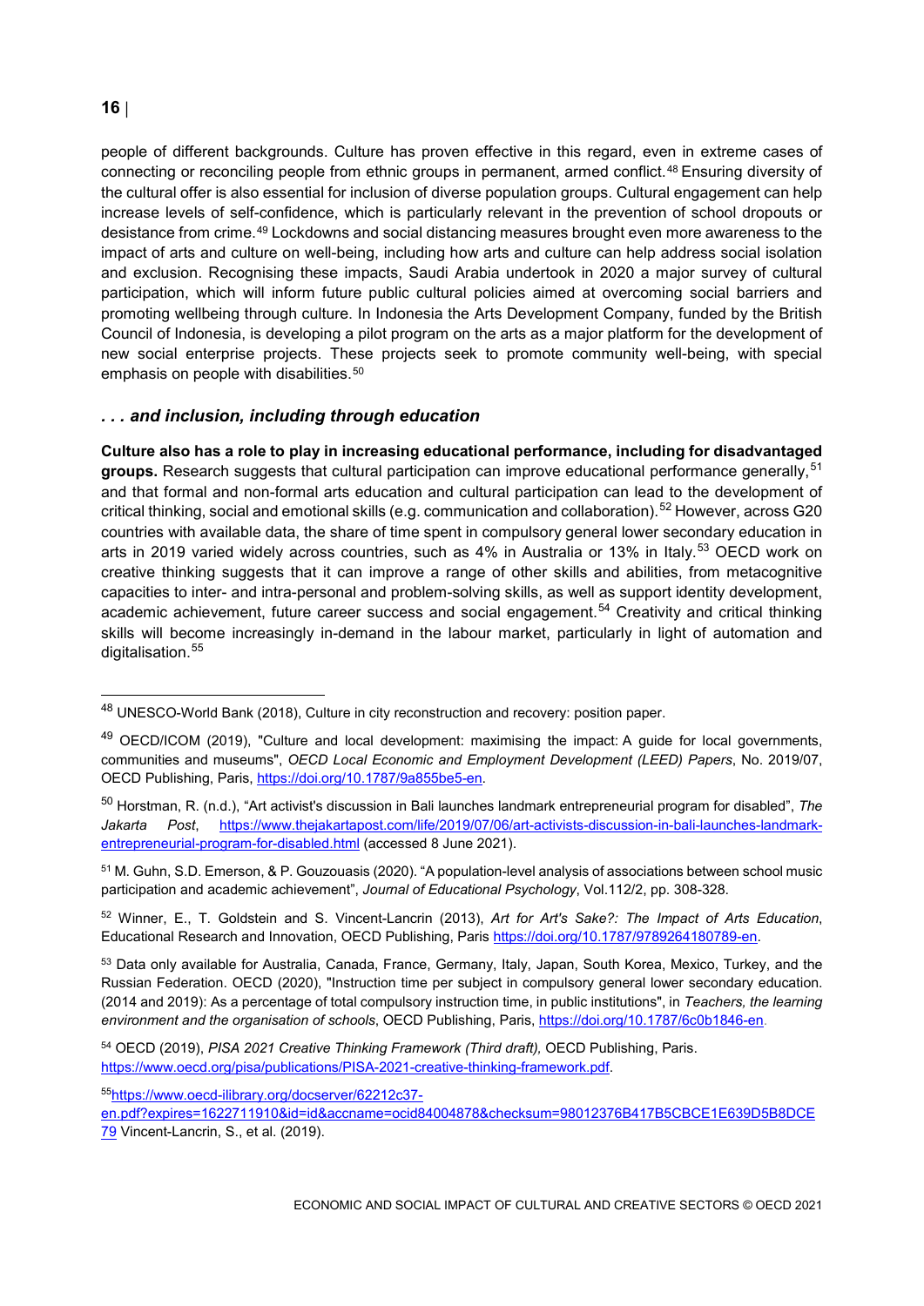people of different backgrounds. Culture has proven effective in this regard, even in extreme cases of connecting or reconciling people from ethnic groups in permanent, armed conflict.[48] Ensuring diversity of the cultural offer is also essential for inclusion of diverse population groups. Cultural engagement can help increase levels of self-confidence, which is particularly relevant in the prevention of school dropouts or desistance from crime.[49] Lockdowns and social distancing measures brought even more awareness to the impact of arts and culture on well-being, including how arts and culture can help address social isolation and exclusion. Recognising these impacts, Saudi Arabia undertook in 2020 a major survey of cultural participation, which will inform future public cultural policies aimed at overcoming social barriers and promoting wellbeing through culture. In Indonesia the Arts Development Company, funded by the British Council of Indonesia, is developing a pilot program on the arts as a major platform for the development of new social enterprise projects. These projects seek to promote community well-being, with special emphasis on people with disabilities.[50]

### *. . . and inclusion, including through education*

**Culture also has a role to play in increasing educational performance, including for disadvantaged groups.** Research suggests that cultural participation can improve educational performance generally,[51] and that formal and non-formal arts education and cultural participation can lead to the development of critical thinking, social and emotional skills (e.g. communication and collaboration).[52] However, across G20 countries with available data, the share of time spent in compulsory general lower secondary education in arts in 2019 varied widely across countries, such as 4% in Australia or 13% in Italy.[53] OECD work on creative thinking suggests that it can improve a range of other skills and abilities, from metacognitive capacities to inter- and intra-personal and problem-solving skills, as well as support identity development, academic achievement, future career success and social engagement.[54] Creativity and critical thinking skills will become increasingly in-demand in the labour market, particularly in light of automation and digitalisation.[55]

---

[48] UNESCO-World Bank (2018), Culture in city reconstruction and recovery: position paper.

[49] OECD/ICOM (2019), "Culture and local development: maximising the impact: A guide for local governments, communities and museums", *OECD Local Economic and Employment Development (LEED) Papers*, No. 2019/07, OECD Publishing, Paris, https://doi.org/10.1787/9a855be5-en.

[50] Horstman, R. (n.d.), "Art activist's discussion in Bali launches landmark entrepreneurial program for disabled", *The Jakarta Post*, https://www.thejakartapost.com/life/2019/07/06/art-activists-discussion-in-bali-launches-landmark-entrepreneurial-program-for-disabled.html (accessed 8 June 2021).

[51] M. Guhn, S.D. Emerson, & P. Gouzouasis (2020). "A population-level analysis of associations between school music participation and academic achievement", *Journal of Educational Psychology*, Vol.112/2, pp. 308-328.

[52] Winner, E., T. Goldstein and S. Vincent-Lancrin (2013), *Art for Art's Sake?: The Impact of Arts Education*, Educational Research and Innovation, OECD Publishing, Paris https://doi.org/10.1787/9789264180789-en.

[53] Data only available for Australia, Canada, France, Germany, Italy, Japan, South Korea, Mexico, Turkey, and the Russian Federation. OECD (2020), "Instruction time per subject in compulsory general lower secondary education. (2014 and 2019): As a percentage of total compulsory instruction time, in public institutions", in *Teachers, the learning environment and the organisation of schools*, OECD Publishing, Paris, https://doi.org/10.1787/6c0b1846-en.

[54] OECD (2019), *PISA 2021 Creative Thinking Framework (Third draft),* OECD Publishing, Paris. https://www.oecd.org/pisa/publications/PISA-2021-creative-thinking-framework.pdf.

[55] https://www.oecd-ilibrary.org/docserver/62212c37-en.pdf?expires=1622711910&id=id&accname=ocid84004878&checksum=98012376B417B5CBCE1E639D5B8DCE79 Vincent-Lancrin, S., et al. (2019).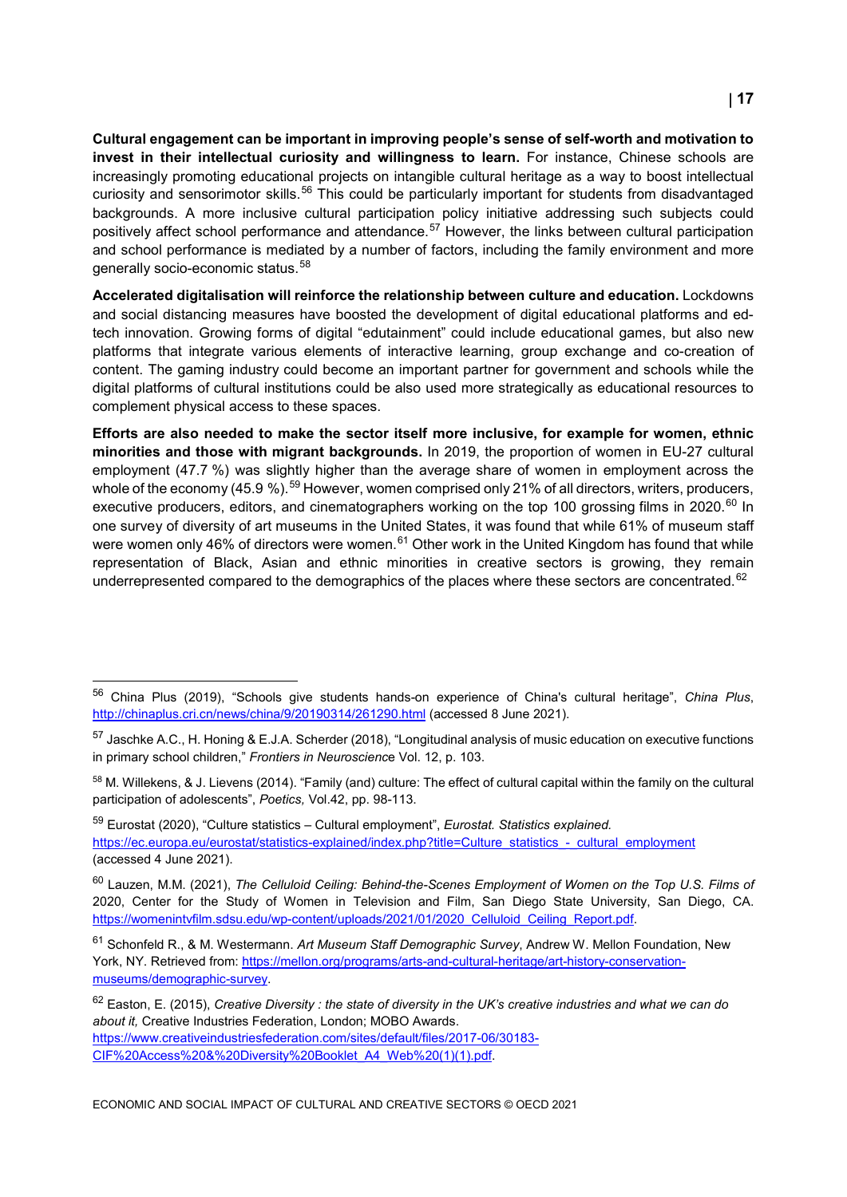**Cultural engagement can be important in improving people's sense of self-worth and motivation to invest in their intellectual curiosity and willingness to learn.** For instance, Chinese schools are increasingly promoting educational projects on intangible cultural heritage as a way to boost intellectual curiosity and sensorimotor skills.[56] This could be particularly important for students from disadvantaged backgrounds. A more inclusive cultural participation policy initiative addressing such subjects could positively affect school performance and attendance.[57] However, the links between cultural participation and school performance is mediated by a number of factors, including the family environment and more generally socio-economic status.[58]

**Accelerated digitalisation will reinforce the relationship between culture and education.** Lockdowns and social distancing measures have boosted the development of digital educational platforms and ed-tech innovation. Growing forms of digital "edutainment" could include educational games, but also new platforms that integrate various elements of interactive learning, group exchange and co-creation of content. The gaming industry could become an important partner for government and schools while the digital platforms of cultural institutions could be also used more strategically as educational resources to complement physical access to these spaces.

**Efforts are also needed to make the sector itself more inclusive, for example for women, ethnic minorities and those with migrant backgrounds.** In 2019, the proportion of women in EU-27 cultural employment (47.7 %) was slightly higher than the average share of women in employment across the whole of the economy (45.9 %).[59] However, women comprised only 21% of all directors, writers, producers, executive producers, editors, and cinematographers working on the top 100 grossing films in 2020.[60] In one survey of diversity of art museums in the United States, it was found that while 61% of museum staff were women only 46% of directors were women.[61] Other work in the United Kingdom has found that while representation of Black, Asian and ethnic minorities in creative sectors is growing, they remain underrepresented compared to the demographics of the places where these sectors are concentrated.[62]

---

[56] China Plus (2019), "Schools give students hands-on experience of China's cultural heritage", *China Plus*, http://chinaplus.cri.cn/news/china/9/20190314/261290.html (accessed 8 June 2021).

[57] Jaschke A.C., H. Honing & E.J.A. Scherder (2018), "Longitudinal analysis of music education on executive functions in primary school children," *Frontiers in Neuroscience* Vol. 12, p. 103.

[58] M. Willekens, & J. Lievens (2014). "Family (and) culture: The effect of cultural capital within the family on the cultural participation of adolescents", *Poetics,* Vol.42, pp. 98-113.

[59] Eurostat (2020), "Culture statistics – Cultural employment", *Eurostat. Statistics explained.* https://ec.europa.eu/eurostat/statistics-explained/index.php?title=Culture_statistics_-_cultural_employment (accessed 4 June 2021).

[60] Lauzen, M.M. (2021), *The Celluloid Ceiling: Behind-the-Scenes Employment of Women on the Top U.S. Films of* 2020, Center for the Study of Women in Television and Film, San Diego State University, San Diego, CA. https://womenintvfilm.sdsu.edu/wp-content/uploads/2021/01/2020_Celluloid_Ceiling_Report.pdf.

[61] Schonfeld R., & M. Westermann. *Art Museum Staff Demographic Survey*, Andrew W. Mellon Foundation, New York, NY. Retrieved from: https://mellon.org/programs/arts-and-cultural-heritage/art-history-conservation-museums/demographic-survey.

[62] Easton, E. (2015), *Creative Diversity : the state of diversity in the UK's creative industries and what we can do about it,* Creative Industries Federation, London; MOBO Awards. https://www.creativeindustriesfederation.com/sites/default/files/2017-06/30183-CIF%20Access%20&%20Diversity%20Booklet_A4_Web%20(1)(1).pdf.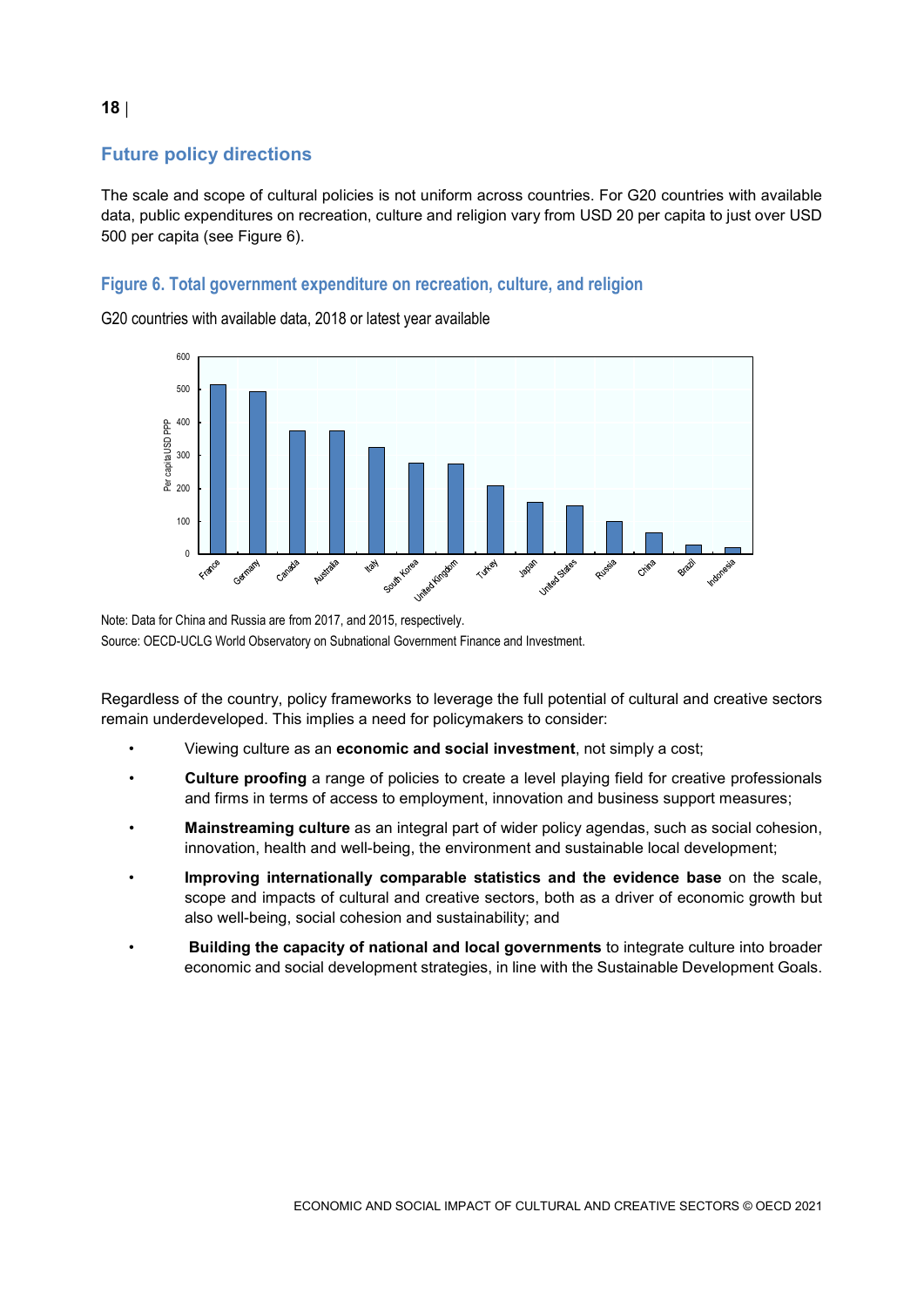## Future policy directions

The scale and scope of cultural policies is not uniform across countries. For G20 countries with available data, public expenditures on recreation, culture and religion vary from USD 20 per capita to just over USD 500 per capita (see Figure 6).

### Figure 6. Total government expenditure on recreation, culture, and religion

G20 countries with available data, 2018 or latest year available

Note: Data for China and Russia are from 2017, and 2015, respectively.
Source: OECD-UCLG World Observatory on Subnational Government Finance and Investment.

Regardless of the country, policy frameworks to leverage the full potential of cultural and creative sectors remain underdeveloped. This implies a need for policymakers to consider:

- Viewing culture as an **economic and social investment**, not simply a cost;
- **Culture proofing** a range of policies to create a level playing field for creative professionals and firms in terms of access to employment, innovation and business support measures;
- **Mainstreaming culture** as an integral part of wider policy agendas, such as social cohesion, innovation, health and well-being, the environment and sustainable local development;
- **Improving internationally comparable statistics and the evidence base** on the scale, scope and impacts of cultural and creative sectors, both as a driver of economic growth but also well-being, social cohesion and sustainability; and
- **Building the capacity of national and local governments** to integrate culture into broader economic and social development strategies, in line with the Sustainable Development Goals.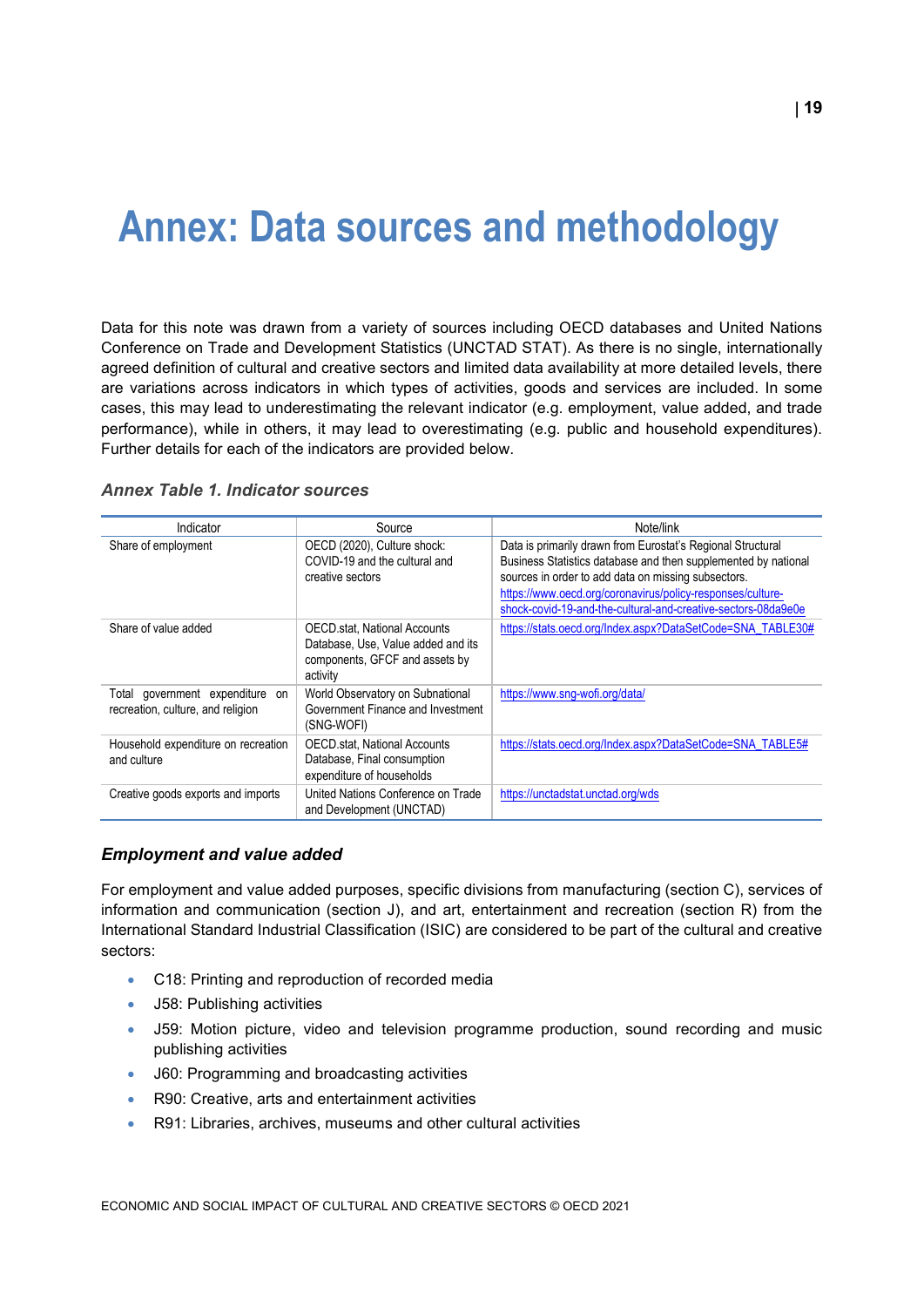# Annex: Data sources and methodology

Data for this note was drawn from a variety of sources including OECD databases and United Nations Conference on Trade and Development Statistics (UNCTAD STAT). As there is no single, internationally agreed definition of cultural and creative sectors and limited data availability at more detailed levels, there are variations across indicators in which types of activities, goods and services are included. In some cases, this may lead to underestimating the relevant indicator (e.g. employment, value added, and trade performance), while in others, it may lead to overestimating (e.g. public and household expenditures). Further details for each of the indicators are provided below.

### *Annex Table 1. Indicator sources*

| Indicator | Source | Note/link |
|---|---|---|
| Share of employment | OECD (2020), Culture shock: COVID-19 and the cultural and creative sectors | Data is primarily drawn from Eurostat's Regional Structural Business Statistics database and then supplemented by national sources in order to add data on missing subsectors. https://www.oecd.org/coronavirus/policy-responses/culture-shock-covid-19-and-the-cultural-and-creative-sectors-08da9e0e |
| Share of value added | OECD.stat, National Accounts Database, Use, Value added and its components, GFCF and assets by activity | https://stats.oecd.org/Index.aspx?DataSetCode=SNA_TABLE30# |
| Total government expenditure on recreation, culture, and religion | World Observatory on Subnational Government Finance and Investment (SNG-WOFI) | https://www.sng-wofi.org/data/ |
| Household expenditure on recreation and culture | OECD.stat, National Accounts Database, Final consumption expenditure of households | https://stats.oecd.org/Index.aspx?DataSetCode=SNA_TABLE5# |
| Creative goods exports and imports | United Nations Conference on Trade and Development (UNCTAD) | https://unctadstat.unctad.org/wds |

### *Employment and value added*

For employment and value added purposes, specific divisions from manufacturing (section C), services of information and communication (section J), and art, entertainment and recreation (section R) from the International Standard Industrial Classification (ISIC) are considered to be part of the cultural and creative sectors:

- C18: Printing and reproduction of recorded media
- J58: Publishing activities
- J59: Motion picture, video and television programme production, sound recording and music publishing activities
- J60: Programming and broadcasting activities
- R90: Creative, arts and entertainment activities
- R91: Libraries, archives, museums and other cultural activities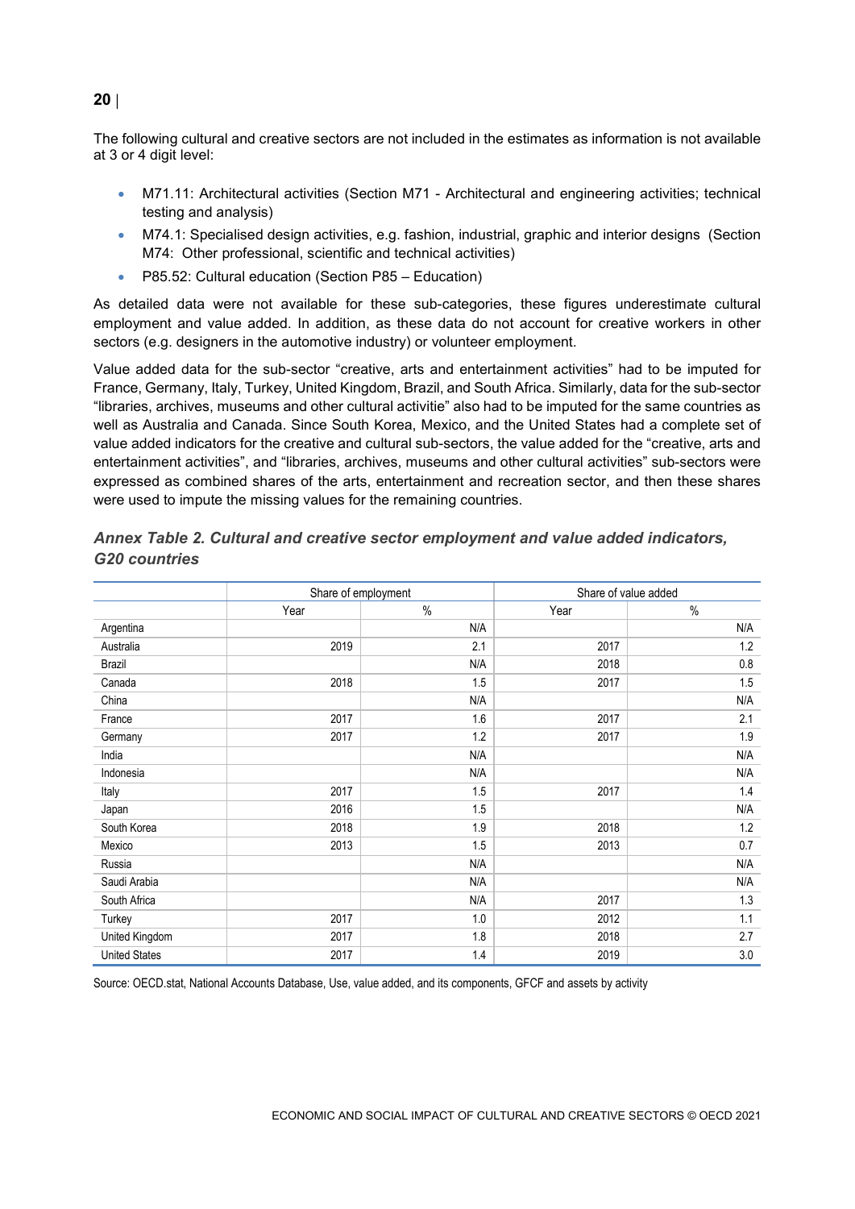The following cultural and creative sectors are not included in the estimates as information is not available at 3 or 4 digit level:

- M71.11: Architectural activities (Section M71 - Architectural and engineering activities; technical testing and analysis)
- M74.1: Specialised design activities, e.g. fashion, industrial, graphic and interior designs (Section M74: Other professional, scientific and technical activities)
- P85.52: Cultural education (Section P85 – Education)

As detailed data were not available for these sub-categories, these figures underestimate cultural employment and value added. In addition, as these data do not account for creative workers in other sectors (e.g. designers in the automotive industry) or volunteer employment.

Value added data for the sub-sector "creative, arts and entertainment activities" had to be imputed for France, Germany, Italy, Turkey, United Kingdom, Brazil, and South Africa. Similarly, data for the sub-sector "libraries, archives, museums and other cultural activitie" also had to be imputed for the same countries as well as Australia and Canada. Since South Korea, Mexico, and the United States had a complete set of value added indicators for the creative and cultural sub-sectors, the value added for the "creative, arts and entertainment activities", and "libraries, archives, museums and other cultural activities" sub-sectors were expressed as combined shares of the arts, entertainment and recreation sector, and then these shares were used to impute the missing values for the remaining countries.

***Annex Table 2. Cultural and creative sector employment and value added indicators, G20 countries***

| | Share of employment | | Share of value added | |
|---|---|---|---|---|
| | Year | % | Year | % |
| Argentina | | N/A | | N/A |
| Australia | 2019 | 2.1 | 2017 | 1.2 |
| Brazil | | N/A | 2018 | 0.8 |
| Canada | 2018 | 1.5 | 2017 | 1.5 |
| China | | N/A | | N/A |
| France | 2017 | 1.6 | 2017 | 2.1 |
| Germany | 2017 | 1.2 | 2017 | 1.9 |
| India | | N/A | | N/A |
| Indonesia | | N/A | | N/A |
| Italy | 2017 | 1.5 | 2017 | 1.4 |
| Japan | 2016 | 1.5 | | N/A |
| South Korea | 2018 | 1.9 | 2018 | 1.2 |
| Mexico | 2013 | 1.5 | 2013 | 0.7 |
| Russia | | N/A | | N/A |
| Saudi Arabia | | N/A | | N/A |
| South Africa | | N/A | 2017 | 1.3 |
| Turkey | 2017 | 1.0 | 2012 | 1.1 |
| United Kingdom | 2017 | 1.8 | 2018 | 2.7 |
| United States | 2017 | 1.4 | 2019 | 3.0 |

Source: OECD.stat, National Accounts Database, Use, value added, and its components, GFCF and assets by activity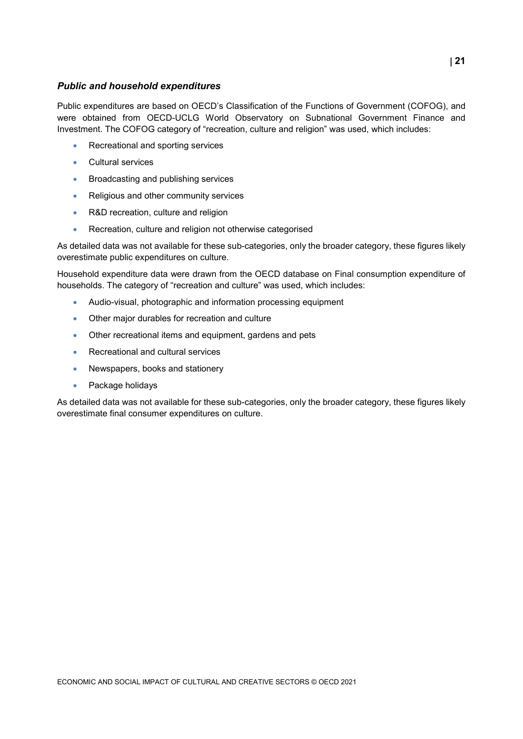### *Public and household expenditures*

Public expenditures are based on OECD's Classification of the Functions of Government (COFOG), and were obtained from OECD-UCLG World Observatory on Subnational Government Finance and Investment. The COFOG category of "recreation, culture and religion" was used, which includes:

- Recreational and sporting services
- Cultural services
- Broadcasting and publishing services
- Religious and other community services
- R&D recreation, culture and religion
- Recreation, culture and religion not otherwise categorised

As detailed data was not available for these sub-categories, only the broader category, these figures likely overestimate public expenditures on culture.

Household expenditure data were drawn from the OECD database on Final consumption expenditure of households. The category of "recreation and culture" was used, which includes:

- Audio-visual, photographic and information processing equipment
- Other major durables for recreation and culture
- Other recreational items and equipment, gardens and pets
- Recreational and cultural services
- Newspapers, books and stationery
- Package holidays

As detailed data was not available for these sub-categories, only the broader category, these figures likely overestimate final consumer expenditures on culture.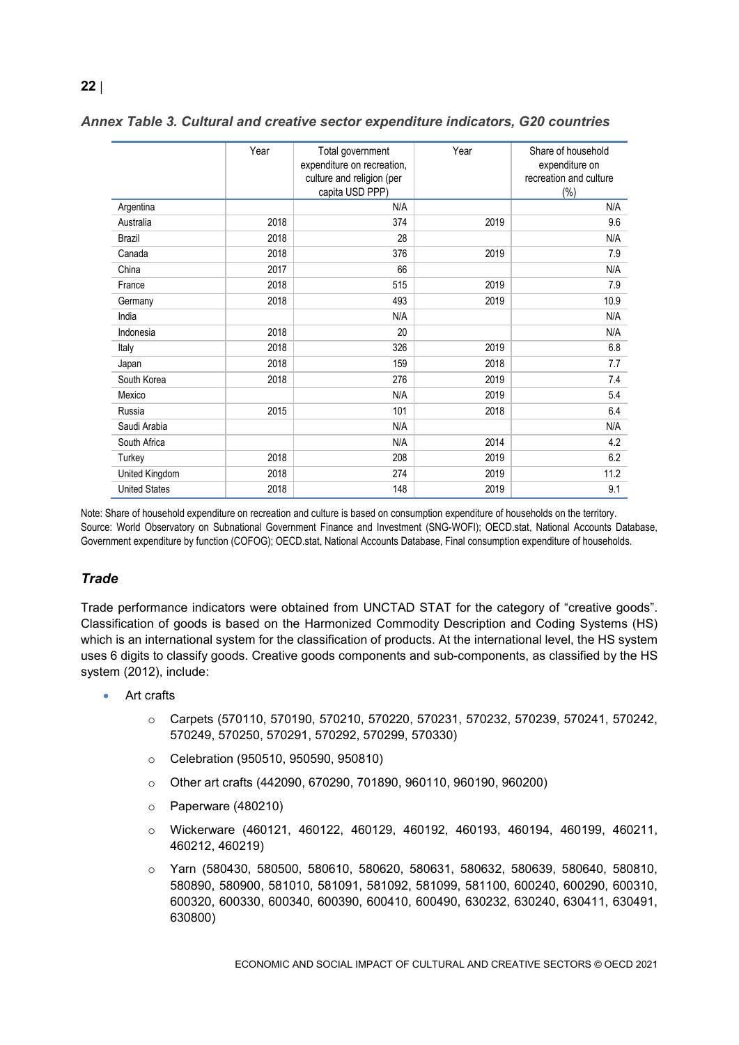*Annex Table 3. Cultural and creative sector expenditure indicators, G20 countries*

| | Year | Total government expenditure on recreation, culture and religion (per capita USD PPP) | Year | Share of household expenditure on recreation and culture (%) |
|---|---|---|---|---|
| Argentina | | N/A | | N/A |
| Australia | 2018 | 374 | 2019 | 9.6 |
| Brazil | 2018 | 28 | | N/A |
| Canada | 2018 | 376 | 2019 | 7.9 |
| China | 2017 | 66 | | N/A |
| France | 2018 | 515 | 2019 | 7.9 |
| Germany | 2018 | 493 | 2019 | 10.9 |
| India | | N/A | | N/A |
| Indonesia | 2018 | 20 | | N/A |
| Italy | 2018 | 326 | 2019 | 6.8 |
| Japan | 2018 | 159 | 2018 | 7.7 |
| South Korea | 2018 | 276 | 2019 | 7.4 |
| Mexico | | N/A | 2019 | 5.4 |
| Russia | 2015 | 101 | 2018 | 6.4 |
| Saudi Arabia | | N/A | | N/A |
| South Africa | | N/A | 2014 | 4.2 |
| Turkey | 2018 | 208 | 2019 | 6.2 |
| United Kingdom | 2018 | 274 | 2019 | 11.2 |
| United States | 2018 | 148 | 2019 | 9.1 |

Note: Share of household expenditure on recreation and culture is based on consumption expenditure of households on the territory.
Source: World Observatory on Subnational Government Finance and Investment (SNG-WOFI); OECD.stat, National Accounts Database, Government expenditure by function (COFOG); OECD.stat, National Accounts Database, Final consumption expenditure of households.

### *Trade*

Trade performance indicators were obtained from UNCTAD STAT for the category of "creative goods". Classification of goods is based on the Harmonized Commodity Description and Coding Systems (HS) which is an international system for the classification of products. At the international level, the HS system uses 6 digits to classify goods. Creative goods components and sub-components, as classified by the HS system (2012), include:

- Art crafts
  - Carpets (570110, 570190, 570210, 570220, 570231, 570232, 570239, 570241, 570242, 570249, 570250, 570291, 570292, 570299, 570330)
  - Celebration (950510, 950590, 950810)
  - Other art crafts (442090, 670290, 701890, 960110, 960190, 960200)
  - Paperware (480210)
  - Wickerware (460121, 460122, 460129, 460192, 460193, 460194, 460199, 460211, 460212, 460219)
  - Yarn (580430, 580500, 580610, 580620, 580631, 580632, 580639, 580640, 580810, 580890, 580900, 581010, 581091, 581092, 581099, 581100, 600240, 600290, 600310, 600320, 600330, 600340, 600390, 600410, 600490, 630232, 630240, 630411, 630491, 630800)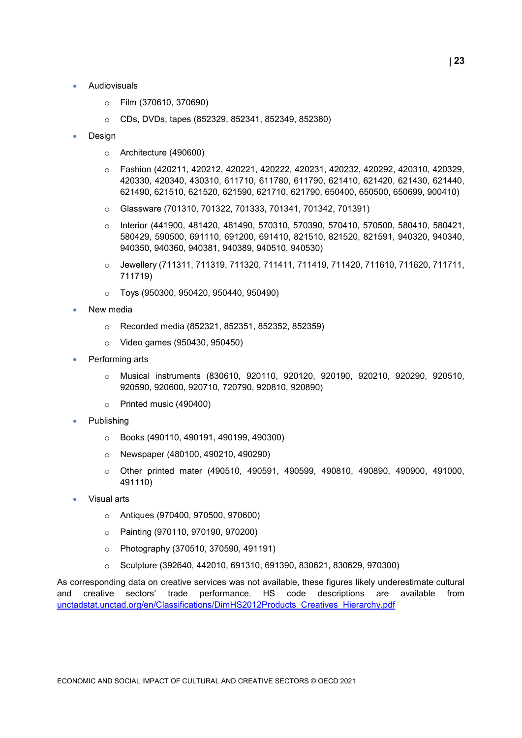- Audiovisuals
  - Film (370610, 370690)
  - CDs, DVDs, tapes (852329, 852341, 852349, 852380)
- Design
  - Architecture (490600)
  - Fashion (420211, 420212, 420221, 420222, 420231, 420232, 420292, 420310, 420329, 420330, 420340, 430310, 611710, 611780, 611790, 621410, 621420, 621430, 621440, 621490, 621510, 621520, 621590, 621710, 621790, 650400, 650500, 650699, 900410)
  - Glassware (701310, 701322, 701333, 701341, 701342, 701391)
  - Interior (441900, 481420, 481490, 570310, 570390, 570410, 570500, 580410, 580421, 580429, 590500, 691110, 691200, 691410, 821510, 821520, 821591, 940320, 940340, 940350, 940360, 940381, 940389, 940510, 940530)
  - Jewellery (711311, 711319, 711320, 711411, 711419, 711420, 711610, 711620, 711711, 711719)
  - Toys (950300, 950420, 950440, 950490)
- New media
  - Recorded media (852321, 852351, 852352, 852359)
  - Video games (950430, 950450)
- Performing arts
  - Musical instruments (830610, 920110, 920120, 920190, 920210, 920290, 920510, 920590, 920600, 920710, 720790, 920810, 920890)
  - Printed music (490400)
- Publishing
  - Books (490110, 490191, 490199, 490300)
  - Newspaper (480100, 490210, 490290)
  - Other printed mater (490510, 490591, 490599, 490810, 490890, 490900, 491000, 491110)
- Visual arts
  - Antiques (970400, 970500, 970600)
  - Painting (970110, 970190, 970200)
  - Photography (370510, 370590, 491191)
  - Sculpture (392640, 442010, 691310, 691390, 830621, 830629, 970300)

As corresponding data on creative services was not available, these figures likely underestimate cultural and creative sectors' trade performance. HS code descriptions are available from [unctadstat.unctad.org/en/Classifications/DimHS2012Products_Creatives_Hierarchy.pdf](unctadstat.unctad.org/en/Classifications/DimHS2012Products_Creatives_Hierarchy.pdf)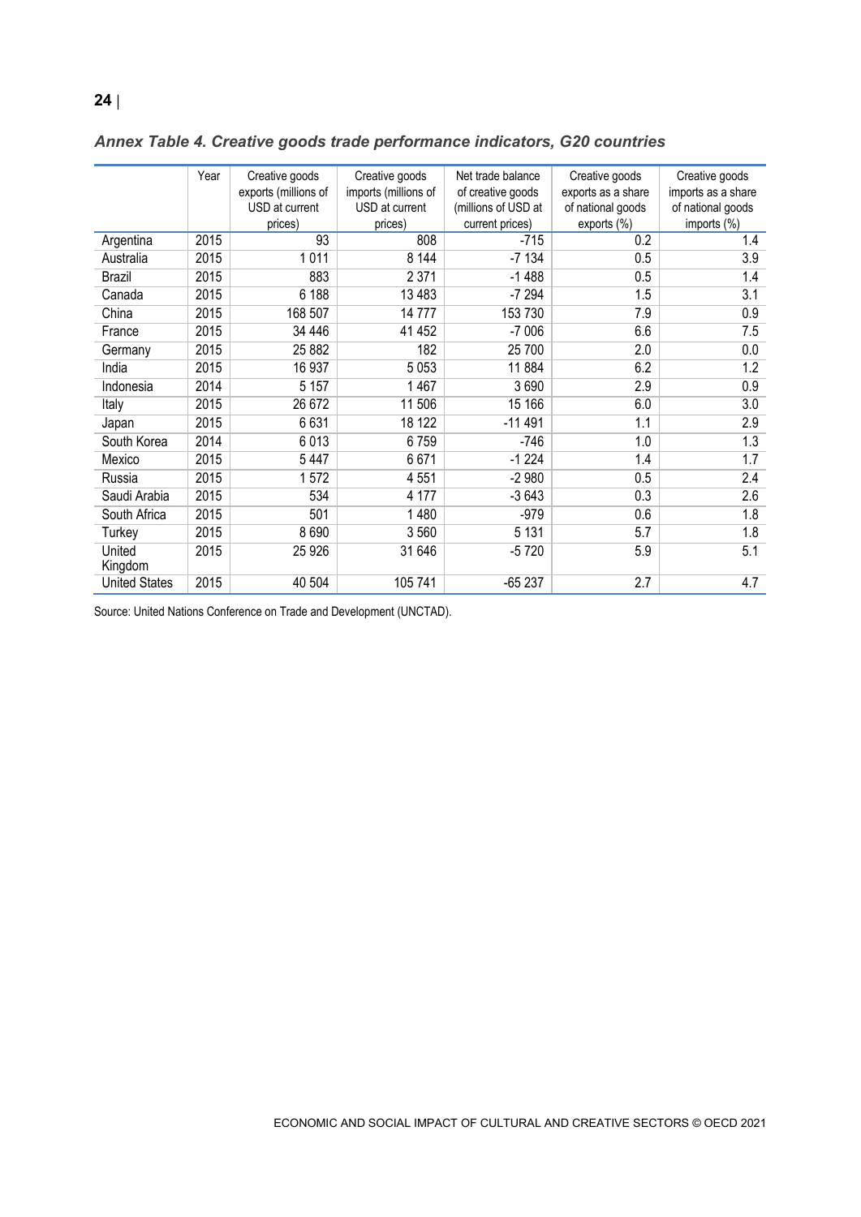*Annex Table 4. Creative goods trade performance indicators, G20 countries*

| | Year | Creative goods exports (millions of USD at current prices) | Creative goods imports (millions of USD at current prices) | Net trade balance of creative goods (millions of USD at current prices) | Creative goods exports as a share of national goods exports (%) | Creative goods imports as a share of national goods imports (%) |
|---|---|---|---|---|---|---|
| Argentina | 2015 | 93 | 808 | -715 | 0.2 | 1.4 |
| Australia | 2015 | 1 011 | 8 144 | -7 134 | 0.5 | 3.9 |
| Brazil | 2015 | 883 | 2 371 | -1 488 | 0.5 | 1.4 |
| Canada | 2015 | 6 188 | 13 483 | -7 294 | 1.5 | 3.1 |
| China | 2015 | 168 507 | 14 777 | 153 730 | 7.9 | 0.9 |
| France | 2015 | 34 446 | 41 452 | -7 006 | 6.6 | 7.5 |
| Germany | 2015 | 25 882 | 182 | 25 700 | 2.0 | 0.0 |
| India | 2015 | 16 937 | 5 053 | 11 884 | 6.2 | 1.2 |
| Indonesia | 2014 | 5 157 | 1 467 | 3 690 | 2.9 | 0.9 |
| Italy | 2015 | 26 672 | 11 506 | 15 166 | 6.0 | 3.0 |
| Japan | 2015 | 6 631 | 18 122 | -11 491 | 1.1 | 2.9 |
| South Korea | 2014 | 6 013 | 6 759 | -746 | 1.0 | 1.3 |
| Mexico | 2015 | 5 447 | 6 671 | -1 224 | 1.4 | 1.7 |
| Russia | 2015 | 1 572 | 4 551 | -2 980 | 0.5 | 2.4 |
| Saudi Arabia | 2015 | 534 | 4 177 | -3 643 | 0.3 | 2.6 |
| South Africa | 2015 | 501 | 1 480 | -979 | 0.6 | 1.8 |
| Turkey | 2015 | 8 690 | 3 560 | 5 131 | 5.7 | 1.8 |
| United Kingdom | 2015 | 25 926 | 31 646 | -5 720 | 5.9 | 5.1 |
| United States | 2015 | 40 504 | 105 741 | -65 237 | 2.7 | 4.7 |

Source: United Nations Conference on Trade and Development (UNCTAD).